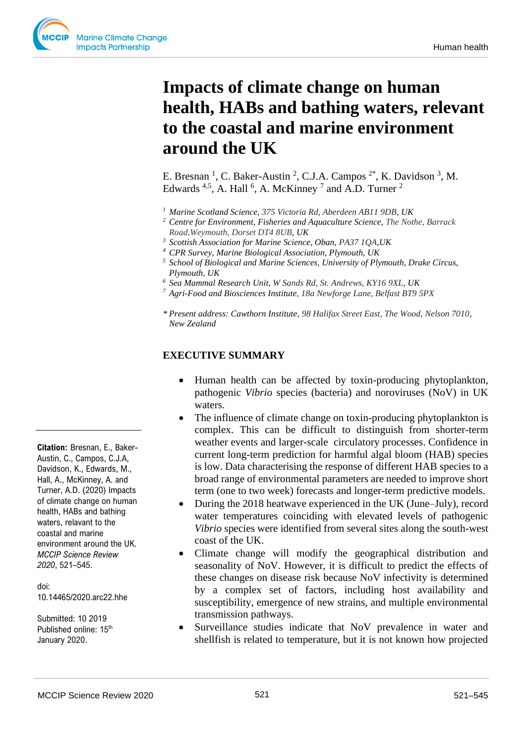# Impacts of climate change on human health, HABs and bathing waters, relevant to the coastal and marine environment around the UK

E. Bresnan [1], C. Baker-Austin [2], C.J.A. Campos [2*], K. Davidson [3], M. Edwards [4,5], A. Hall [6], A. McKinney [7] and A.D. Turner [2]

[1] *Marine Scotland Science*, 375 Victoria Rd, Aberdeen AB11 9DB, UK
[2] *Centre for Environment, Fisheries and Aquaculture Science*, The Nothe, Barrack Road,Weymouth, Dorset DT4 8UB, UK
[3] *Scottish Association for Marine Science*, Oban, PA37 1QA,UK
[4] *CPR Survey, Marine Biological Association*, Plymouth, UK
[5] *School of Biological and Marine Sciences, University of Plymouth*, Drake Circus, Plymouth, UK
[6] *Sea Mammal Research Unit*, W Sands Rd, St. Andrews, KY16 9XL, UK
[7] *Agri-Food and Biosciences Institute*, 18a Newforge Lane, Belfast BT9 5PX

\* *Present address: Cawthorn Institute*, 98 Halifax Street East, The Wood, Nelson 7010, New Zealand

**Citation:** Bresnan, E., Baker-Austin, C., Campos, C.J.A, Davidson, K., Edwards, M., Hall, A., McKinney, A. and Turner, A.D. (2020) Impacts of climate change on human health, HABs and bathing waters, relavant to the coastal and marine environment around the UK. *MCCIP Science Review 2020*, 521–545.

doi: 10.14465/2020.arc22.hhe

Submitted: 10 2019
Published online: 15th January 2020.

## EXECUTIVE SUMMARY

- Human health can be affected by toxin-producing phytoplankton, pathogenic *Vibrio* species (bacteria) and noroviruses (NoV) in UK waters.
- The influence of climate change on toxin-producing phytoplankton is complex. This can be difficult to distinguish from shorter-term weather events and larger-scale circulatory processes. Confidence in current long-term prediction for harmful algal bloom (HAB) species is low. Data characterising the response of different HAB species to a broad range of environmental parameters are needed to improve short term (one to two week) forecasts and longer-term predictive models.
- During the 2018 heatwave experienced in the UK (June–July), record water temperatures coinciding with elevated levels of pathogenic *Vibrio* species were identified from several sites along the south-west coast of the UK.
- Climate change will modify the geographical distribution and seasonality of NoV. However, it is difficult to predict the effects of these changes on disease risk because NoV infectivity is determined by a complex set of factors, including host availability and susceptibility, emergence of new strains, and multiple environmental transmission pathways.
- Surveillance studies indicate that NoV prevalence in water and shellfish is related to temperature, but it is not known how projected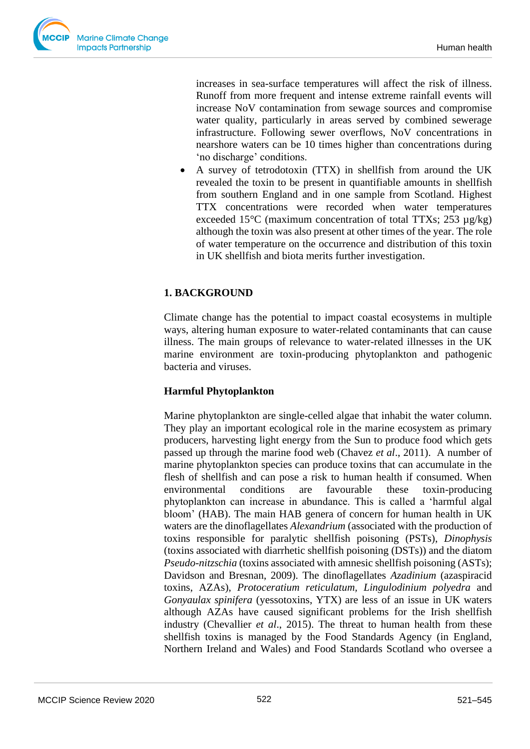increases in sea-surface temperatures will affect the risk of illness. Runoff from more frequent and intense extreme rainfall events will increase NoV contamination from sewage sources and compromise water quality, particularly in areas served by combined sewerage infrastructure. Following sewer overflows, NoV concentrations in nearshore waters can be 10 times higher than concentrations during 'no discharge' conditions.

- A survey of tetrodotoxin (TTX) in shellfish from around the UK revealed the toxin to be present in quantifiable amounts in shellfish from southern England and in one sample from Scotland. Highest TTX concentrations were recorded when water temperatures exceeded 15°C (maximum concentration of total TTXs; 253 µg/kg) although the toxin was also present at other times of the year. The role of water temperature on the occurrence and distribution of this toxin in UK shellfish and biota merits further investigation.

## 1. BACKGROUND

Climate change has the potential to impact coastal ecosystems in multiple ways, altering human exposure to water-related contaminants that can cause illness. The main groups of relevance to water-related illnesses in the UK marine environment are toxin-producing phytoplankton and pathogenic bacteria and viruses.

### Harmful Phytoplankton

Marine phytoplankton are single-celled algae that inhabit the water column. They play an important ecological role in the marine ecosystem as primary producers, harvesting light energy from the Sun to produce food which gets passed up through the marine food web (Chavez *et al*., 2011). A number of marine phytoplankton species can produce toxins that can accumulate in the flesh of shellfish and can pose a risk to human health if consumed. When environmental conditions are favourable these toxin-producing phytoplankton can increase in abundance. This is called a 'harmful algal bloom' (HAB). The main HAB genera of concern for human health in UK waters are the dinoflagellates *Alexandrium* (associated with the production of toxins responsible for paralytic shellfish poisoning (PSTs), *Dinophysis* (toxins associated with diarrhetic shellfish poisoning (DSTs)) and the diatom *Pseudo-nitzschia* (toxins associated with amnesic shellfish poisoning (ASTs); Davidson and Bresnan, 2009). The dinoflagellates *Azadinium* (azaspiracid toxins, AZAs), *Protoceratium reticulatum*, *Lingulodinium polyedra* and *Gonyaulax spinifera* (yessotoxins, YTX) are less of an issue in UK waters although AZAs have caused significant problems for the Irish shellfish industry (Chevallier *et al*., 2015). The threat to human health from these shellfish toxins is managed by the Food Standards Agency (in England, Northern Ireland and Wales) and Food Standards Scotland who oversee a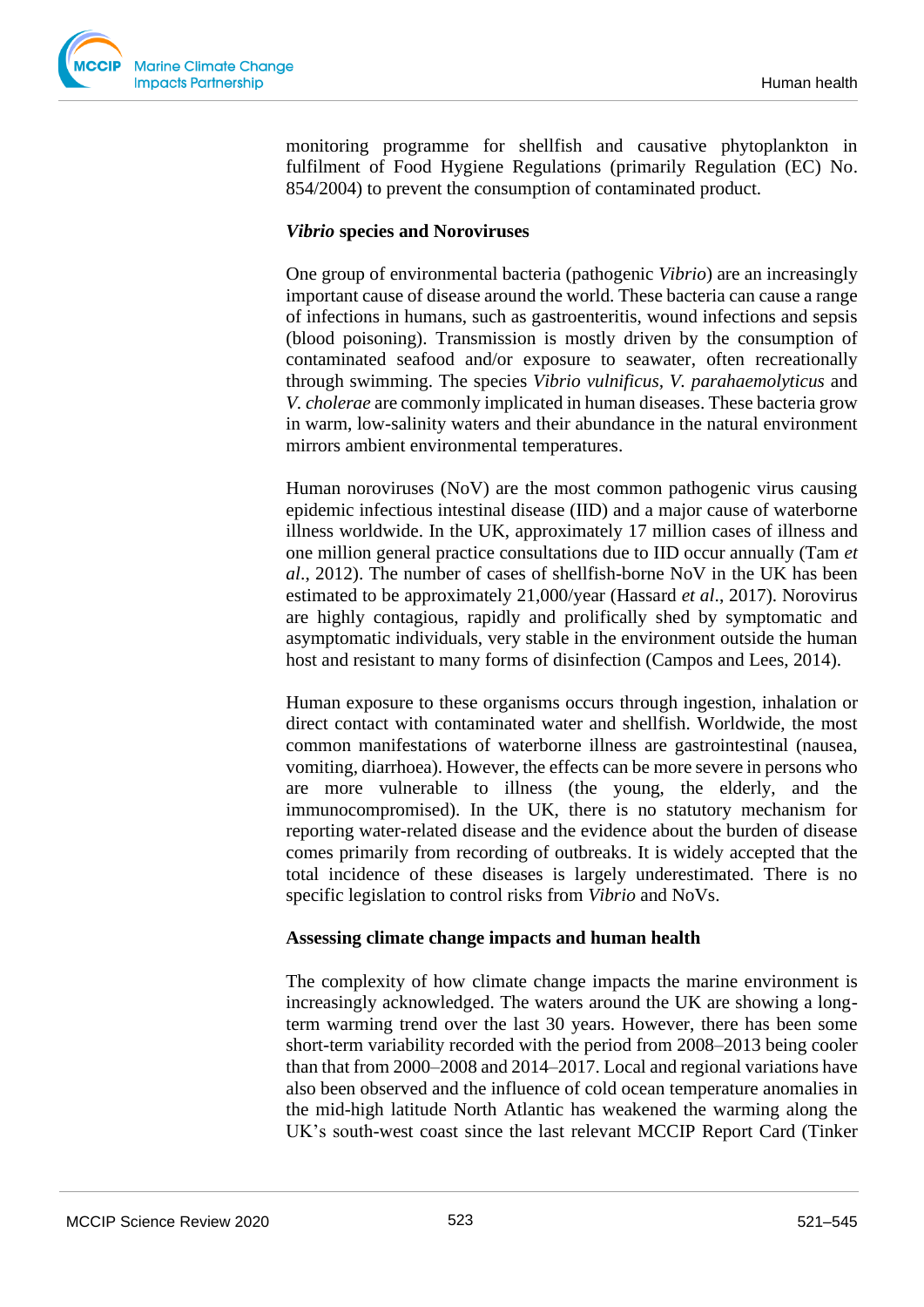monitoring programme for shellfish and causative phytoplankton in fulfilment of Food Hygiene Regulations (primarily Regulation (EC) No. 854/2004) to prevent the consumption of contaminated product.

**_Vibrio_ species and Noroviruses**

One group of environmental bacteria (pathogenic *Vibrio*) are an increasingly important cause of disease around the world. These bacteria can cause a range of infections in humans, such as gastroenteritis, wound infections and sepsis (blood poisoning). Transmission is mostly driven by the consumption of contaminated seafood and/or exposure to seawater, often recreationally through swimming. The species *Vibrio vulnificus*, *V. parahaemolyticus* and *V. cholerae* are commonly implicated in human diseases. These bacteria grow in warm, low-salinity waters and their abundance in the natural environment mirrors ambient environmental temperatures.

Human noroviruses (NoV) are the most common pathogenic virus causing epidemic infectious intestinal disease (IID) and a major cause of waterborne illness worldwide. In the UK, approximately 17 million cases of illness and one million general practice consultations due to IID occur annually (Tam *et al*., 2012). The number of cases of shellfish-borne NoV in the UK has been estimated to be approximately 21,000/year (Hassard *et al*., 2017). Norovirus are highly contagious, rapidly and prolifically shed by symptomatic and asymptomatic individuals, very stable in the environment outside the human host and resistant to many forms of disinfection (Campos and Lees, 2014).

Human exposure to these organisms occurs through ingestion, inhalation or direct contact with contaminated water and shellfish. Worldwide, the most common manifestations of waterborne illness are gastrointestinal (nausea, vomiting, diarrhoea). However, the effects can be more severe in persons who are more vulnerable to illness (the young, the elderly, and the immunocompromised). In the UK, there is no statutory mechanism for reporting water-related disease and the evidence about the burden of disease comes primarily from recording of outbreaks. It is widely accepted that the total incidence of these diseases is largely underestimated. There is no specific legislation to control risks from *Vibrio* and NoVs.

**Assessing climate change impacts and human health**

The complexity of how climate change impacts the marine environment is increasingly acknowledged. The waters around the UK are showing a long-term warming trend over the last 30 years. However, there has been some short-term variability recorded with the period from 2008–2013 being cooler than that from 2000–2008 and 2014–2017. Local and regional variations have also been observed and the influence of cold ocean temperature anomalies in the mid-high latitude North Atlantic has weakened the warming along the UK's south-west coast since the last relevant MCCIP Report Card (Tinker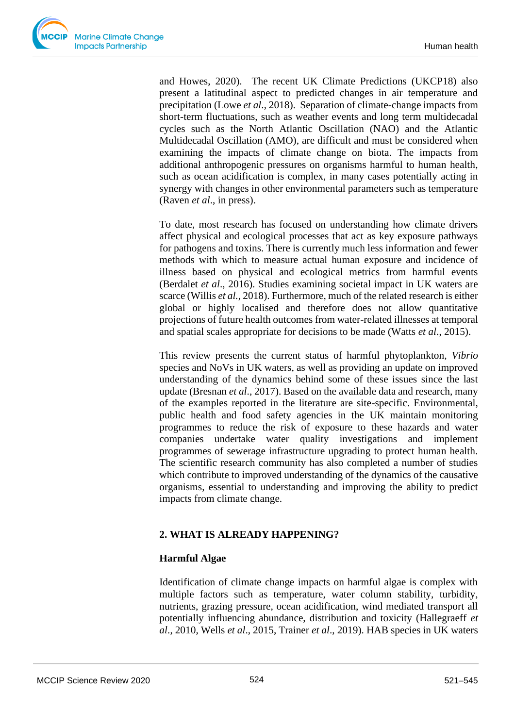and Howes, 2020). The recent UK Climate Predictions (UKCP18) also present a latitudinal aspect to predicted changes in air temperature and precipitation (Lowe *et al*., 2018). Separation of climate-change impacts from short-term fluctuations, such as weather events and long term multidecadal cycles such as the North Atlantic Oscillation (NAO) and the Atlantic Multidecadal Oscillation (AMO), are difficult and must be considered when examining the impacts of climate change on biota. The impacts from additional anthropogenic pressures on organisms harmful to human health, such as ocean acidification is complex, in many cases potentially acting in synergy with changes in other environmental parameters such as temperature (Raven *et al*., in press).

To date, most research has focused on understanding how climate drivers affect physical and ecological processes that act as key exposure pathways for pathogens and toxins. There is currently much less information and fewer methods with which to measure actual human exposure and incidence of illness based on physical and ecological metrics from harmful events (Berdalet *et al*., 2016). Studies examining societal impact in UK waters are scarce (Willis *et al.*, 2018). Furthermore, much of the related research is either global or highly localised and therefore does not allow quantitative projections of future health outcomes from water-related illnesses at temporal and spatial scales appropriate for decisions to be made (Watts *et al*., 2015).

This review presents the current status of harmful phytoplankton, *Vibrio* species and NoVs in UK waters, as well as providing an update on improved understanding of the dynamics behind some of these issues since the last update (Bresnan *et al*., 2017). Based on the available data and research, many of the examples reported in the literature are site-specific. Environmental, public health and food safety agencies in the UK maintain monitoring programmes to reduce the risk of exposure to these hazards and water companies undertake water quality investigations and implement programmes of sewerage infrastructure upgrading to protect human health. The scientific research community has also completed a number of studies which contribute to improved understanding of the dynamics of the causative organisms, essential to understanding and improving the ability to predict impacts from climate change.

## 2. WHAT IS ALREADY HAPPENING?

### Harmful Algae

Identification of climate change impacts on harmful algae is complex with multiple factors such as temperature, water column stability, turbidity, nutrients, grazing pressure, ocean acidification, wind mediated transport all potentially influencing abundance, distribution and toxicity (Hallegraeff *et al*., 2010, Wells *et al*., 2015, Trainer *et al*., 2019). HAB species in UK waters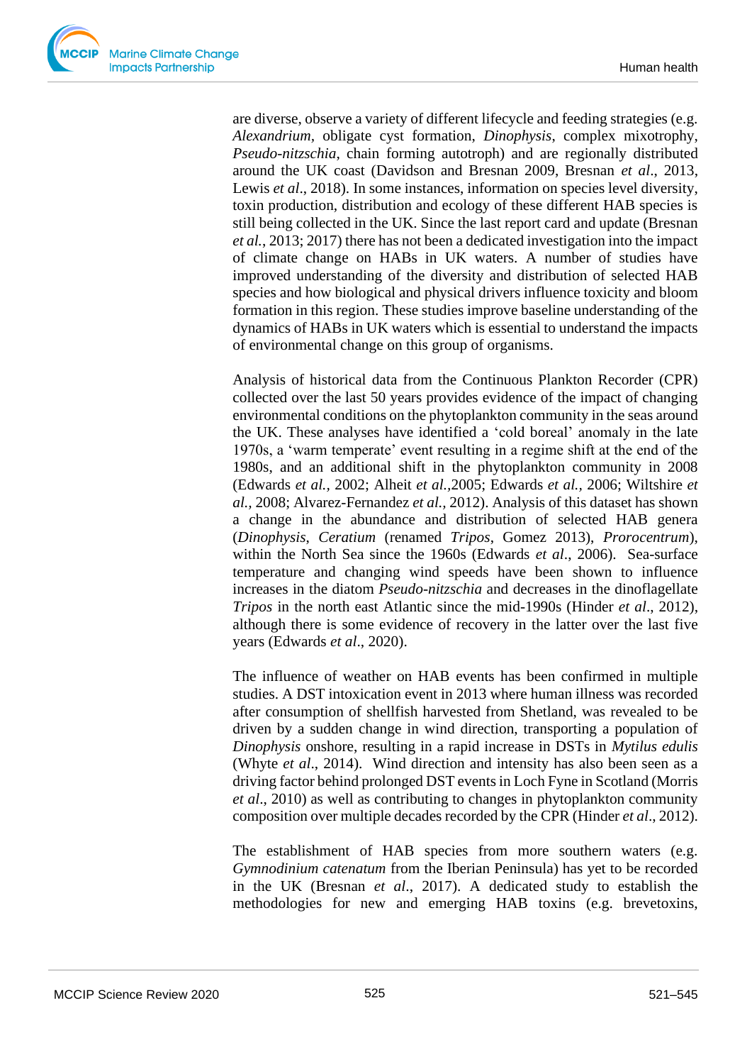are diverse, observe a variety of different lifecycle and feeding strategies (e.g. *Alexandrium*, obligate cyst formation, *Dinophysis*, complex mixotrophy, *Pseudo-nitzschia*, chain forming autotroph) and are regionally distributed around the UK coast (Davidson and Bresnan 2009, Bresnan *et al*., 2013, Lewis *et al*., 2018). In some instances, information on species level diversity, toxin production, distribution and ecology of these different HAB species is still being collected in the UK. Since the last report card and update (Bresnan *et al.*, 2013; 2017) there has not been a dedicated investigation into the impact of climate change on HABs in UK waters. A number of studies have improved understanding of the diversity and distribution of selected HAB species and how biological and physical drivers influence toxicity and bloom formation in this region. These studies improve baseline understanding of the dynamics of HABs in UK waters which is essential to understand the impacts of environmental change on this group of organisms.

Analysis of historical data from the Continuous Plankton Recorder (CPR) collected over the last 50 years provides evidence of the impact of changing environmental conditions on the phytoplankton community in the seas around the UK. These analyses have identified a 'cold boreal' anomaly in the late 1970s, a 'warm temperate' event resulting in a regime shift at the end of the 1980s, and an additional shift in the phytoplankton community in 2008 (Edwards *et al.*, 2002; Alheit *et al.*,2005; Edwards *et al.*, 2006; Wiltshire *et al.*, 2008; Alvarez-Fernandez *et al.*, 2012). Analysis of this dataset has shown a change in the abundance and distribution of selected HAB genera (*Dinophysis*, *Ceratium* (renamed *Tripos*, Gomez 2013), *Prorocentrum*), within the North Sea since the 1960s (Edwards *et al*., 2006). Sea-surface temperature and changing wind speeds have been shown to influence increases in the diatom *Pseudo-nitzschia* and decreases in the dinoflagellate *Tripos* in the north east Atlantic since the mid-1990s (Hinder *et al*., 2012), although there is some evidence of recovery in the latter over the last five years (Edwards *et al*., 2020).

The influence of weather on HAB events has been confirmed in multiple studies. A DST intoxication event in 2013 where human illness was recorded after consumption of shellfish harvested from Shetland, was revealed to be driven by a sudden change in wind direction, transporting a population of *Dinophysis* onshore, resulting in a rapid increase in DSTs in *Mytilus edulis* (Whyte *et al*., 2014). Wind direction and intensity has also been seen as a driving factor behind prolonged DST events in Loch Fyne in Scotland (Morris *et al*., 2010) as well as contributing to changes in phytoplankton community composition over multiple decades recorded by the CPR (Hinder *et al*., 2012).

The establishment of HAB species from more southern waters (e.g. *Gymnodinium catenatum* from the Iberian Peninsula) has yet to be recorded in the UK (Bresnan *et al*., 2017). A dedicated study to establish the methodologies for new and emerging HAB toxins (e.g. brevetoxins,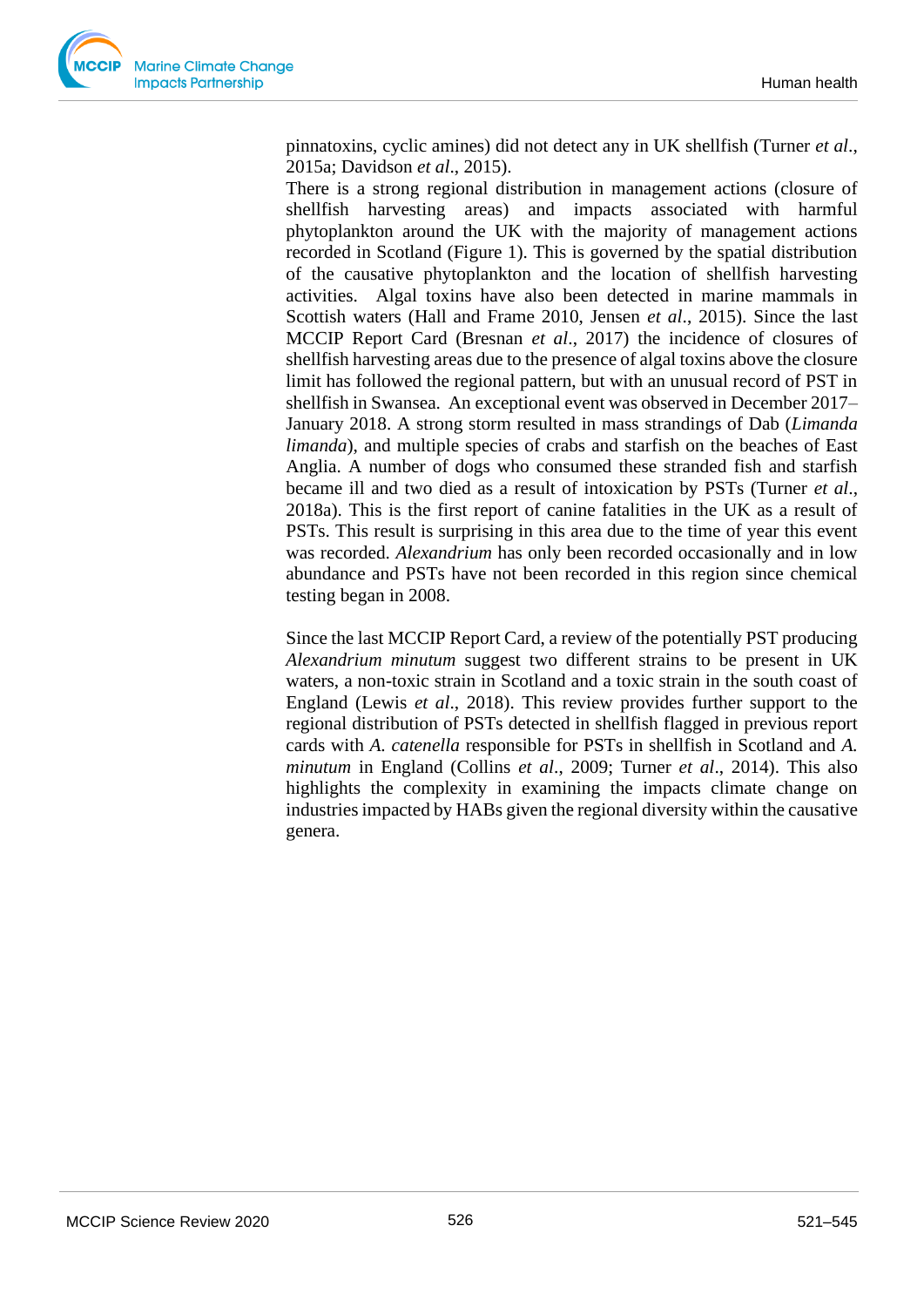pinnatoxins, cyclic amines) did not detect any in UK shellfish (Turner *et al*., 2015a; Davidson *et al*., 2015).

There is a strong regional distribution in management actions (closure of shellfish harvesting areas) and impacts associated with harmful phytoplankton around the UK with the majority of management actions recorded in Scotland (Figure 1). This is governed by the spatial distribution of the causative phytoplankton and the location of shellfish harvesting activities. Algal toxins have also been detected in marine mammals in Scottish waters (Hall and Frame 2010, Jensen *et al*., 2015). Since the last MCCIP Report Card (Bresnan *et al*., 2017) the incidence of closures of shellfish harvesting areas due to the presence of algal toxins above the closure limit has followed the regional pattern, but with an unusual record of PST in shellfish in Swansea. An exceptional event was observed in December 2017–January 2018. A strong storm resulted in mass strandings of Dab (*Limanda limanda*), and multiple species of crabs and starfish on the beaches of East Anglia. A number of dogs who consumed these stranded fish and starfish became ill and two died as a result of intoxication by PSTs (Turner *et al*., 2018a). This is the first report of canine fatalities in the UK as a result of PSTs. This result is surprising in this area due to the time of year this event was recorded. *Alexandrium* has only been recorded occasionally and in low abundance and PSTs have not been recorded in this region since chemical testing began in 2008.

Since the last MCCIP Report Card, a review of the potentially PST producing *Alexandrium minutum* suggest two different strains to be present in UK waters, a non-toxic strain in Scotland and a toxic strain in the south coast of England (Lewis *et al*., 2018). This review provides further support to the regional distribution of PSTs detected in shellfish flagged in previous report cards with *A. catenella* responsible for PSTs in shellfish in Scotland and *A. minutum* in England (Collins *et al*., 2009; Turner *et al*., 2014). This also highlights the complexity in examining the impacts climate change on industries impacted by HABs given the regional diversity within the causative genera.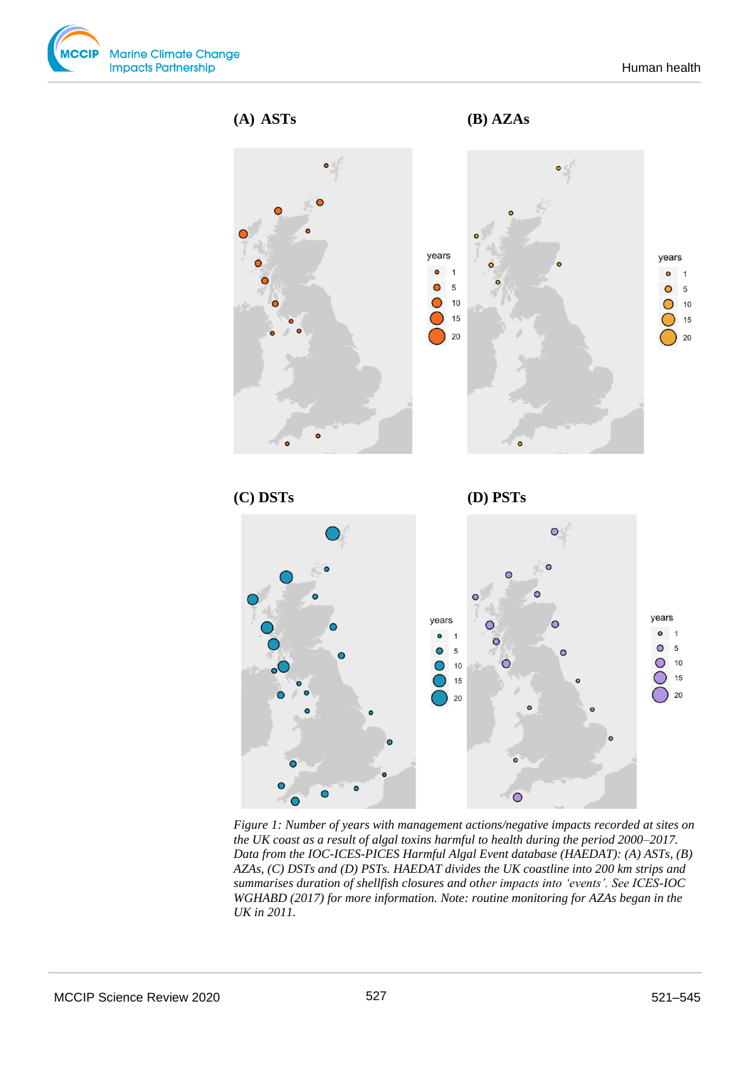**(A) ASTs**

**(B) AZAs**

**(C) DSTs**

**(D) PSTs**

*Figure 1: Number of years with management actions/negative impacts recorded at sites on the UK coast as a result of algal toxins harmful to health during the period 2000–2017. Data from the IOC-ICES-PICES Harmful Algal Event database (HAEDAT): (A) ASTs, (B) AZAs, (C) DSTs and (D) PSTs. HAEDAT divides the UK coastline into 200 km strips and summarises duration of shellfish closures and other impacts into 'events'. See ICES-IOC WGHABD (2017) for more information. Note: routine monitoring for AZAs began in the UK in 2011.*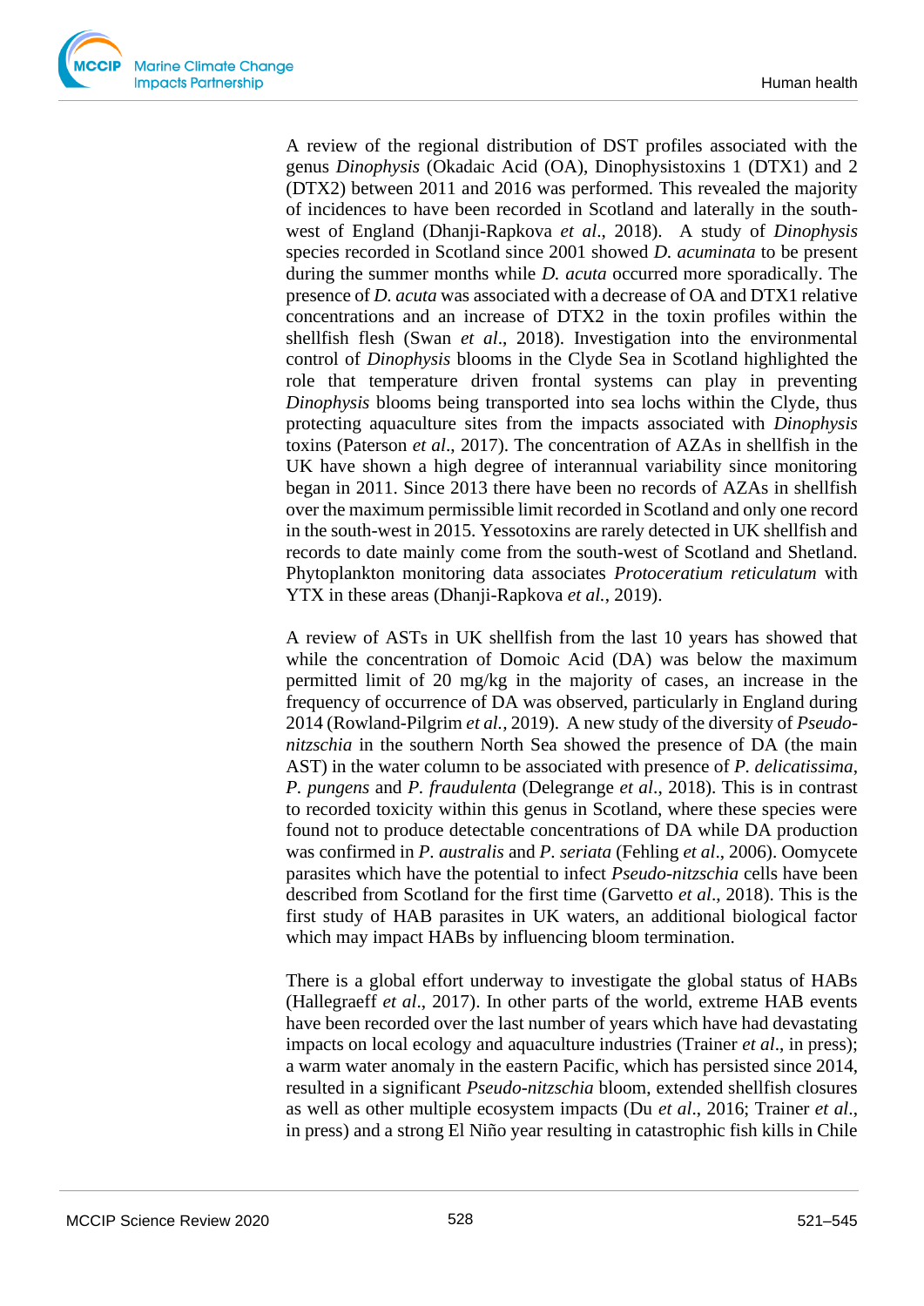A review of the regional distribution of DST profiles associated with the genus *Dinophysis* (Okadaic Acid (OA), Dinophysistoxins 1 (DTX1) and 2 (DTX2) between 2011 and 2016 was performed. This revealed the majority of incidences to have been recorded in Scotland and laterally in the south-west of England (Dhanji-Rapkova *et al*., 2018). A study of *Dinophysis* species recorded in Scotland since 2001 showed *D. acuminata* to be present during the summer months while *D. acuta* occurred more sporadically. The presence of *D. acuta* was associated with a decrease of OA and DTX1 relative concentrations and an increase of DTX2 in the toxin profiles within the shellfish flesh (Swan *et al*., 2018). Investigation into the environmental control of *Dinophysis* blooms in the Clyde Sea in Scotland highlighted the role that temperature driven frontal systems can play in preventing *Dinophysis* blooms being transported into sea lochs within the Clyde, thus protecting aquaculture sites from the impacts associated with *Dinophysis* toxins (Paterson *et al*., 2017). The concentration of AZAs in shellfish in the UK have shown a high degree of interannual variability since monitoring began in 2011. Since 2013 there have been no records of AZAs in shellfish over the maximum permissible limit recorded in Scotland and only one record in the south-west in 2015. Yessotoxins are rarely detected in UK shellfish and records to date mainly come from the south-west of Scotland and Shetland. Phytoplankton monitoring data associates *Protoceratium reticulatum* with YTX in these areas (Dhanji-Rapkova *et al.*, 2019).

A review of ASTs in UK shellfish from the last 10 years has showed that while the concentration of Domoic Acid (DA) was below the maximum permitted limit of 20 mg/kg in the majority of cases, an increase in the frequency of occurrence of DA was observed, particularly in England during 2014 (Rowland-Pilgrim *et al.*, 2019). A new study of the diversity of *Pseudo-nitzschia* in the southern North Sea showed the presence of DA (the main AST) in the water column to be associated with presence of *P. delicatissima*, *P. pungens* and *P. fraudulenta* (Delegrange *et al*., 2018). This is in contrast to recorded toxicity within this genus in Scotland, where these species were found not to produce detectable concentrations of DA while DA production was confirmed in *P. australis* and *P. seriata* (Fehling *et al*., 2006). Oomycete parasites which have the potential to infect *Pseudo-nitzschia* cells have been described from Scotland for the first time (Garvetto *et al*., 2018). This is the first study of HAB parasites in UK waters, an additional biological factor which may impact HABs by influencing bloom termination.

There is a global effort underway to investigate the global status of HABs (Hallegraeff *et al*., 2017). In other parts of the world, extreme HAB events have been recorded over the last number of years which have had devastating impacts on local ecology and aquaculture industries (Trainer *et al*., in press); a warm water anomaly in the eastern Pacific, which has persisted since 2014, resulted in a significant *Pseudo-nitzschia* bloom, extended shellfish closures as well as other multiple ecosystem impacts (Du *et al*., 2016; Trainer *et al*., in press) and a strong El Niño year resulting in catastrophic fish kills in Chile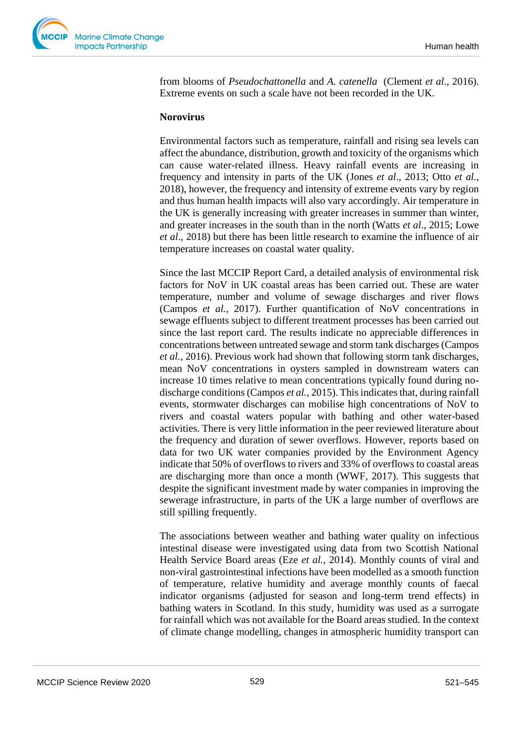from blooms of *Pseudochattonella* and *A. catenella* (Clement *et al*., 2016). Extreme events on such a scale have not been recorded in the UK.

**Norovirus**

Environmental factors such as temperature, rainfall and rising sea levels can affect the abundance, distribution, growth and toxicity of the organisms which can cause water-related illness. Heavy rainfall events are increasing in frequency and intensity in parts of the UK (Jones *et al*., 2013; Otto *et al*., 2018), however, the frequency and intensity of extreme events vary by region and thus human health impacts will also vary accordingly. Air temperature in the UK is generally increasing with greater increases in summer than winter, and greater increases in the south than in the north (Watts *et al*., 2015; Lowe *et al*., 2018) but there has been little research to examine the influence of air temperature increases on coastal water quality.

Since the last MCCIP Report Card, a detailed analysis of environmental risk factors for NoV in UK coastal areas has been carried out. These are water temperature, number and volume of sewage discharges and river flows (Campos *et al.*, 2017). Further quantification of NoV concentrations in sewage effluents subject to different treatment processes has been carried out since the last report card. The results indicate no appreciable differences in concentrations between untreated sewage and storm tank discharges (Campos *et al.*, 2016). Previous work had shown that following storm tank discharges, mean NoV concentrations in oysters sampled in downstream waters can increase 10 times relative to mean concentrations typically found during no-discharge conditions (Campos *et al.*, 2015). This indicates that, during rainfall events, stormwater discharges can mobilise high concentrations of NoV to rivers and coastal waters popular with bathing and other water-based activities. There is very little information in the peer reviewed literature about the frequency and duration of sewer overflows. However, reports based on data for two UK water companies provided by the Environment Agency indicate that 50% of overflows to rivers and 33% of overflows to coastal areas are discharging more than once a month (WWF, 2017). This suggests that despite the significant investment made by water companies in improving the sewerage infrastructure, in parts of the UK a large number of overflows are still spilling frequently.

The associations between weather and bathing water quality on infectious intestinal disease were investigated using data from two Scottish National Health Service Board areas (Eze *et al.*, 2014). Monthly counts of viral and non-viral gastrointestinal infections have been modelled as a smooth function of temperature, relative humidity and average monthly counts of faecal indicator organisms (adjusted for season and long-term trend effects) in bathing waters in Scotland. In this study, humidity was used as a surrogate for rainfall which was not available for the Board areas studied. In the context of climate change modelling, changes in atmospheric humidity transport can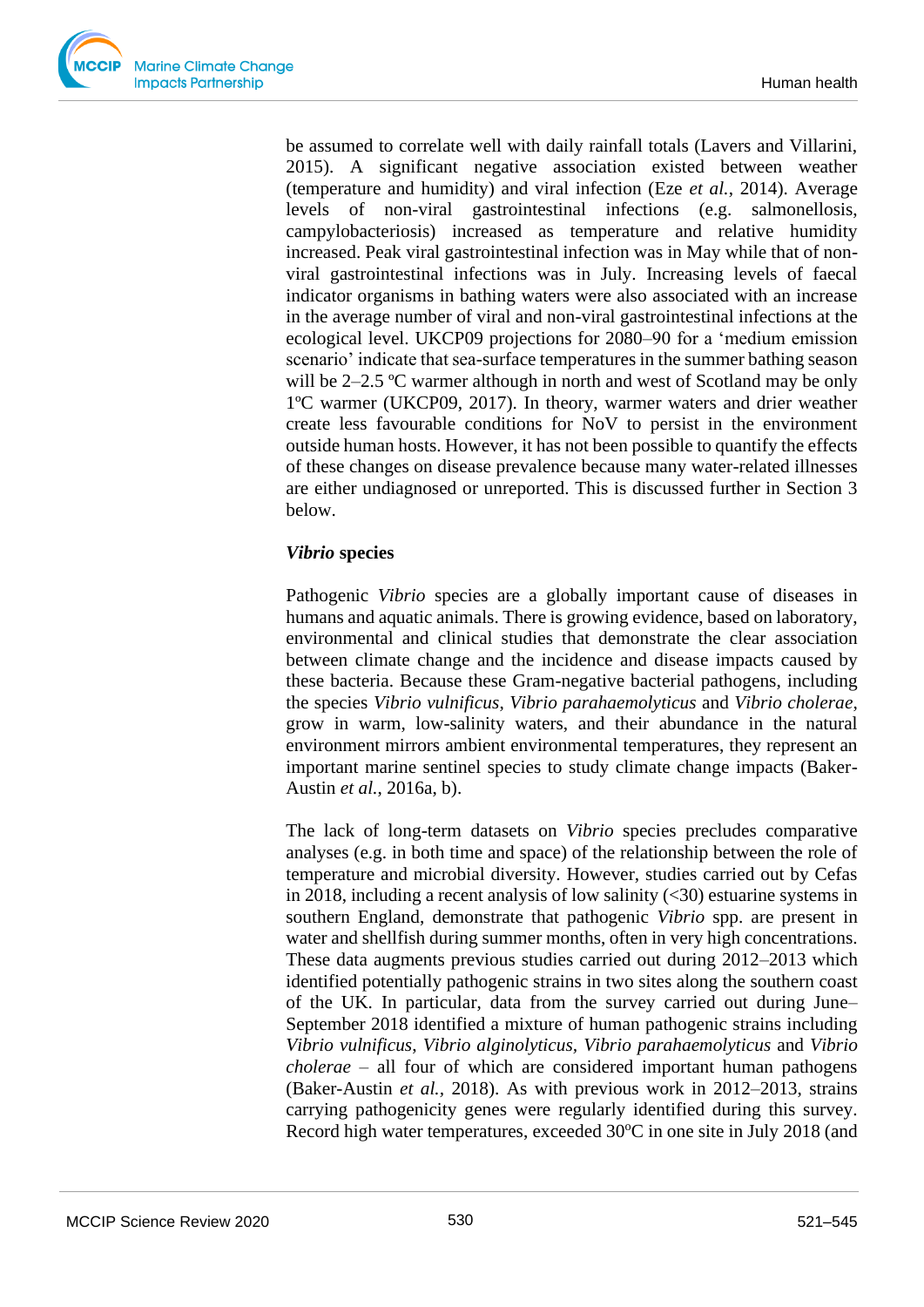be assumed to correlate well with daily rainfall totals (Lavers and Villarini, 2015). A significant negative association existed between weather (temperature and humidity) and viral infection (Eze *et al.*, 2014). Average levels of non-viral gastrointestinal infections (e.g. salmonellosis, campylobacteriosis) increased as temperature and relative humidity increased. Peak viral gastrointestinal infection was in May while that of non-viral gastrointestinal infections was in July. Increasing levels of faecal indicator organisms in bathing waters were also associated with an increase in the average number of viral and non-viral gastrointestinal infections at the ecological level. UKCP09 projections for 2080–90 for a 'medium emission scenario' indicate that sea-surface temperatures in the summer bathing season will be 2–2.5 ºC warmer although in north and west of Scotland may be only 1ºC warmer (UKCP09, 2017). In theory, warmer waters and drier weather create less favourable conditions for NoV to persist in the environment outside human hosts. However, it has not been possible to quantify the effects of these changes on disease prevalence because many water-related illnesses are either undiagnosed or unreported. This is discussed further in Section 3 below.

### *Vibrio* species

Pathogenic *Vibrio* species are a globally important cause of diseases in humans and aquatic animals. There is growing evidence, based on laboratory, environmental and clinical studies that demonstrate the clear association between climate change and the incidence and disease impacts caused by these bacteria. Because these Gram-negative bacterial pathogens, including the species *Vibrio vulnificus*, *Vibrio parahaemolyticus* and *Vibrio cholerae*, grow in warm, low-salinity waters, and their abundance in the natural environment mirrors ambient environmental temperatures, they represent an important marine sentinel species to study climate change impacts (Baker-Austin *et al.*, 2016a, b).

The lack of long-term datasets on *Vibrio* species precludes comparative analyses (e.g. in both time and space) of the relationship between the role of temperature and microbial diversity. However, studies carried out by Cefas in 2018, including a recent analysis of low salinity (<30) estuarine systems in southern England, demonstrate that pathogenic *Vibrio* spp. are present in water and shellfish during summer months, often in very high concentrations. These data augments previous studies carried out during 2012–2013 which identified potentially pathogenic strains in two sites along the southern coast of the UK. In particular, data from the survey carried out during June–September 2018 identified a mixture of human pathogenic strains including *Vibrio vulnificus*, *Vibrio alginolyticus*, *Vibrio parahaemolyticus* and *Vibrio cholerae* – all four of which are considered important human pathogens (Baker-Austin *et al.*, 2018). As with previous work in 2012–2013, strains carrying pathogenicity genes were regularly identified during this survey. Record high water temperatures, exceeded 30ºC in one site in July 2018 (and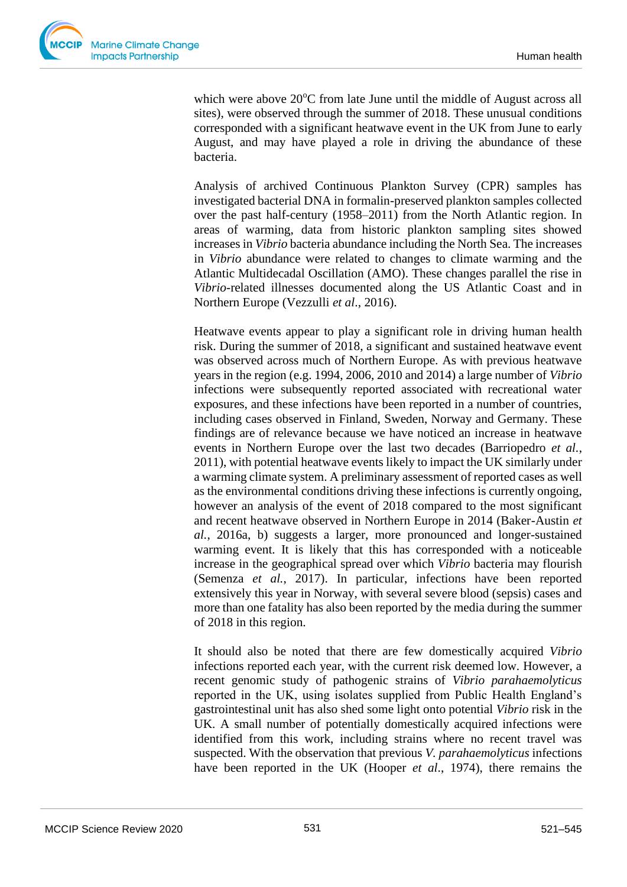which were above 20°C from late June until the middle of August across all sites), were observed through the summer of 2018. These unusual conditions corresponded with a significant heatwave event in the UK from June to early August, and may have played a role in driving the abundance of these bacteria.

Analysis of archived Continuous Plankton Survey (CPR) samples has investigated bacterial DNA in formalin-preserved plankton samples collected over the past half-century (1958–2011) from the North Atlantic region. In areas of warming, data from historic plankton sampling sites showed increases in *Vibrio* bacteria abundance including the North Sea. The increases in *Vibrio* abundance were related to changes to climate warming and the Atlantic Multidecadal Oscillation (AMO). These changes parallel the rise in *Vibrio*-related illnesses documented along the US Atlantic Coast and in Northern Europe (Vezzulli *et al*., 2016).

Heatwave events appear to play a significant role in driving human health risk. During the summer of 2018, a significant and sustained heatwave event was observed across much of Northern Europe. As with previous heatwave years in the region (e.g. 1994, 2006, 2010 and 2014) a large number of *Vibrio* infections were subsequently reported associated with recreational water exposures, and these infections have been reported in a number of countries, including cases observed in Finland, Sweden, Norway and Germany. These findings are of relevance because we have noticed an increase in heatwave events in Northern Europe over the last two decades (Barriopedro *et al.*, 2011), with potential heatwave events likely to impact the UK similarly under a warming climate system. A preliminary assessment of reported cases as well as the environmental conditions driving these infections is currently ongoing, however an analysis of the event of 2018 compared to the most significant and recent heatwave observed in Northern Europe in 2014 (Baker-Austin *et al.*, 2016a, b) suggests a larger, more pronounced and longer-sustained warming event. It is likely that this has corresponded with a noticeable increase in the geographical spread over which *Vibrio* bacteria may flourish (Semenza *et al.*, 2017). In particular, infections have been reported extensively this year in Norway, with several severe blood (sepsis) cases and more than one fatality has also been reported by the media during the summer of 2018 in this region.

It should also be noted that there are few domestically acquired *Vibrio* infections reported each year, with the current risk deemed low. However, a recent genomic study of pathogenic strains of *Vibrio parahaemolyticus* reported in the UK, using isolates supplied from Public Health England's gastrointestinal unit has also shed some light onto potential *Vibrio* risk in the UK. A small number of potentially domestically acquired infections were identified from this work, including strains where no recent travel was suspected. With the observation that previous *V. parahaemolyticus* infections have been reported in the UK (Hooper *et al.*, 1974), there remains the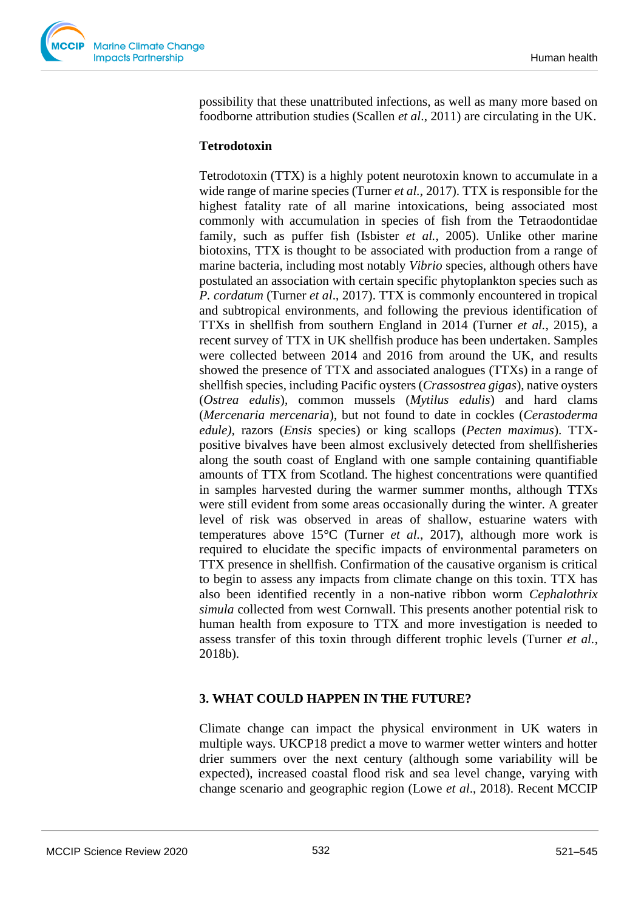possibility that these unattributed infections, as well as many more based on foodborne attribution studies (Scallen *et al*., 2011) are circulating in the UK.

**Tetrodotoxin**

Tetrodotoxin (TTX) is a highly potent neurotoxin known to accumulate in a wide range of marine species (Turner *et al.*, 2017). TTX is responsible for the highest fatality rate of all marine intoxications, being associated most commonly with accumulation in species of fish from the Tetraodontidae family, such as puffer fish (Isbister *et al.*, 2005). Unlike other marine biotoxins, TTX is thought to be associated with production from a range of marine bacteria, including most notably *Vibrio* species, although others have postulated an association with certain specific phytoplankton species such as *P. cordatum* (Turner *et al*., 2017). TTX is commonly encountered in tropical and subtropical environments, and following the previous identification of TTXs in shellfish from southern England in 2014 (Turner *et al.*, 2015), a recent survey of TTX in UK shellfish produce has been undertaken. Samples were collected between 2014 and 2016 from around the UK, and results showed the presence of TTX and associated analogues (TTXs) in a range of shellfish species, including Pacific oysters (*Crassostrea gigas*), native oysters (*Ostrea edulis*), common mussels (*Mytilus edulis*) and hard clams (*Mercenaria mercenaria*), but not found to date in cockles (*Cerastoderma edule*), razors (*Ensis* species) or king scallops (*Pecten maximus*). TTX-positive bivalves have been almost exclusively detected from shellfisheries along the south coast of England with one sample containing quantifiable amounts of TTX from Scotland. The highest concentrations were quantified in samples harvested during the warmer summer months, although TTXs were still evident from some areas occasionally during the winter. A greater level of risk was observed in areas of shallow, estuarine waters with temperatures above 15°C (Turner *et al.*, 2017), although more work is required to elucidate the specific impacts of environmental parameters on TTX presence in shellfish. Confirmation of the causative organism is critical to begin to assess any impacts from climate change on this toxin. TTX has also been identified recently in a non-native ribbon worm *Cephalothrix simula* collected from west Cornwall. This presents another potential risk to human health from exposure to TTX and more investigation is needed to assess transfer of this toxin through different trophic levels (Turner *et al.*, 2018b).

## 3. WHAT COULD HAPPEN IN THE FUTURE?

Climate change can impact the physical environment in UK waters in multiple ways. UKCP18 predict a move to warmer wetter winters and hotter drier summers over the next century (although some variability will be expected), increased coastal flood risk and sea level change, varying with change scenario and geographic region (Lowe *et al*., 2018). Recent MCCIP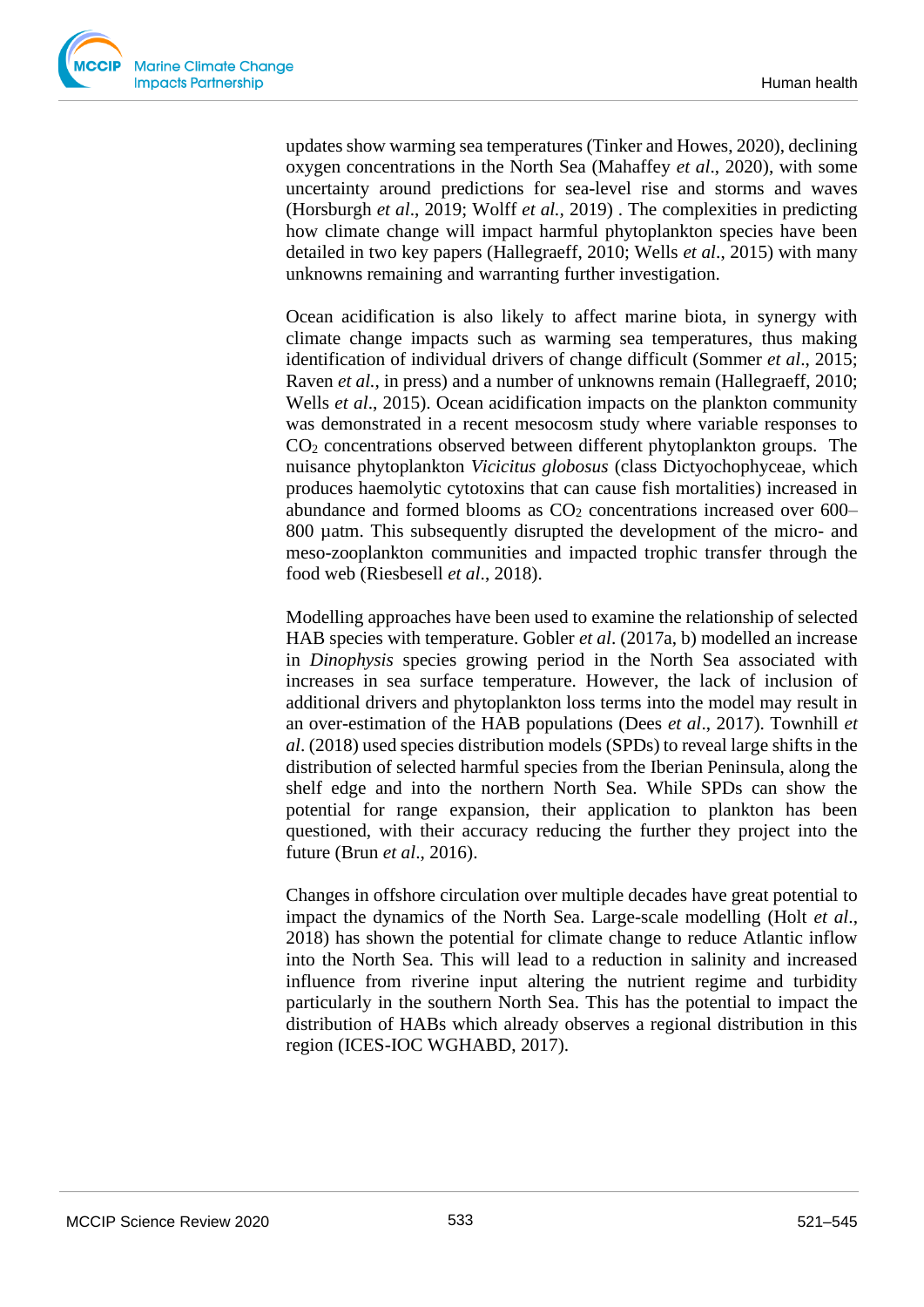updates show warming sea temperatures (Tinker and Howes, 2020), declining oxygen concentrations in the North Sea (Mahaffey *et al*., 2020), with some uncertainty around predictions for sea-level rise and storms and waves (Horsburgh *et al*., 2019; Wolff *et al.*, 2019) . The complexities in predicting how climate change will impact harmful phytoplankton species have been detailed in two key papers (Hallegraeff, 2010; Wells *et al*., 2015) with many unknowns remaining and warranting further investigation.

Ocean acidification is also likely to affect marine biota, in synergy with climate change impacts such as warming sea temperatures, thus making identification of individual drivers of change difficult (Sommer *et al*., 2015; Raven *et al.*, in press) and a number of unknowns remain (Hallegraeff, 2010; Wells *et al*., 2015). Ocean acidification impacts on the plankton community was demonstrated in a recent mesocosm study where variable responses to $CO_2$ concentrations observed between different phytoplankton groups. The nuisance phytoplankton *Vicicitus globosus* (class Dictyochophyceae, which produces haemolytic cytotoxins that can cause fish mortalities) increased in abundance and formed blooms as $CO_2$ concentrations increased over 600–800 µatm. This subsequently disrupted the development of the micro- and meso-zooplankton communities and impacted trophic transfer through the food web (Riesbesell *et al*., 2018).

Modelling approaches have been used to examine the relationship of selected HAB species with temperature. Gobler *et al*. (2017a, b) modelled an increase in *Dinophysis* species growing period in the North Sea associated with increases in sea surface temperature. However, the lack of inclusion of additional drivers and phytoplankton loss terms into the model may result in an over-estimation of the HAB populations (Dees *et al*., 2017). Townhill *et al*. (2018) used species distribution models (SPDs) to reveal large shifts in the distribution of selected harmful species from the Iberian Peninsula, along the shelf edge and into the northern North Sea. While SPDs can show the potential for range expansion, their application to plankton has been questioned, with their accuracy reducing the further they project into the future (Brun *et al*., 2016).

Changes in offshore circulation over multiple decades have great potential to impact the dynamics of the North Sea. Large-scale modelling (Holt *et al*., 2018) has shown the potential for climate change to reduce Atlantic inflow into the North Sea. This will lead to a reduction in salinity and increased influence from riverine input altering the nutrient regime and turbidity particularly in the southern North Sea. This has the potential to impact the distribution of HABs which already observes a regional distribution in this region (ICES-IOC WGHABD, 2017).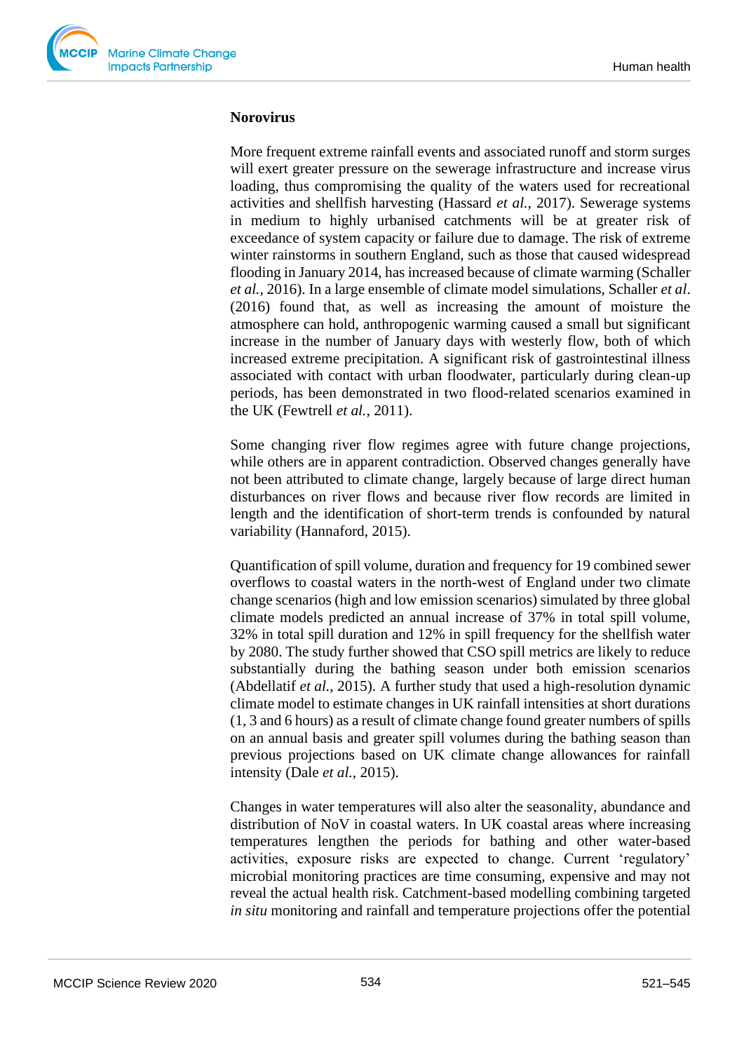**Norovirus**

More frequent extreme rainfall events and associated runoff and storm surges will exert greater pressure on the sewerage infrastructure and increase virus loading, thus compromising the quality of the waters used for recreational activities and shellfish harvesting (Hassard *et al.*, 2017). Sewerage systems in medium to highly urbanised catchments will be at greater risk of exceedance of system capacity or failure due to damage. The risk of extreme winter rainstorms in southern England, such as those that caused widespread flooding in January 2014, has increased because of climate warming (Schaller *et al.*, 2016). In a large ensemble of climate model simulations, Schaller *et al*. (2016) found that, as well as increasing the amount of moisture the atmosphere can hold, anthropogenic warming caused a small but significant increase in the number of January days with westerly flow, both of which increased extreme precipitation. A significant risk of gastrointestinal illness associated with contact with urban floodwater, particularly during clean-up periods, has been demonstrated in two flood-related scenarios examined in the UK (Fewtrell *et al.*, 2011).

Some changing river flow regimes agree with future change projections, while others are in apparent contradiction. Observed changes generally have not been attributed to climate change, largely because of large direct human disturbances on river flows and because river flow records are limited in length and the identification of short-term trends is confounded by natural variability (Hannaford, 2015).

Quantification of spill volume, duration and frequency for 19 combined sewer overflows to coastal waters in the north-west of England under two climate change scenarios (high and low emission scenarios) simulated by three global climate models predicted an annual increase of 37% in total spill volume, 32% in total spill duration and 12% in spill frequency for the shellfish water by 2080. The study further showed that CSO spill metrics are likely to reduce substantially during the bathing season under both emission scenarios (Abdellatif *et al.*, 2015). A further study that used a high-resolution dynamic climate model to estimate changes in UK rainfall intensities at short durations (1, 3 and 6 hours) as a result of climate change found greater numbers of spills on an annual basis and greater spill volumes during the bathing season than previous projections based on UK climate change allowances for rainfall intensity (Dale *et al.*, 2015).

Changes in water temperatures will also alter the seasonality, abundance and distribution of NoV in coastal waters. In UK coastal areas where increasing temperatures lengthen the periods for bathing and other water-based activities, exposure risks are expected to change. Current 'regulatory' microbial monitoring practices are time consuming, expensive and may not reveal the actual health risk. Catchment-based modelling combining targeted *in situ* monitoring and rainfall and temperature projections offer the potential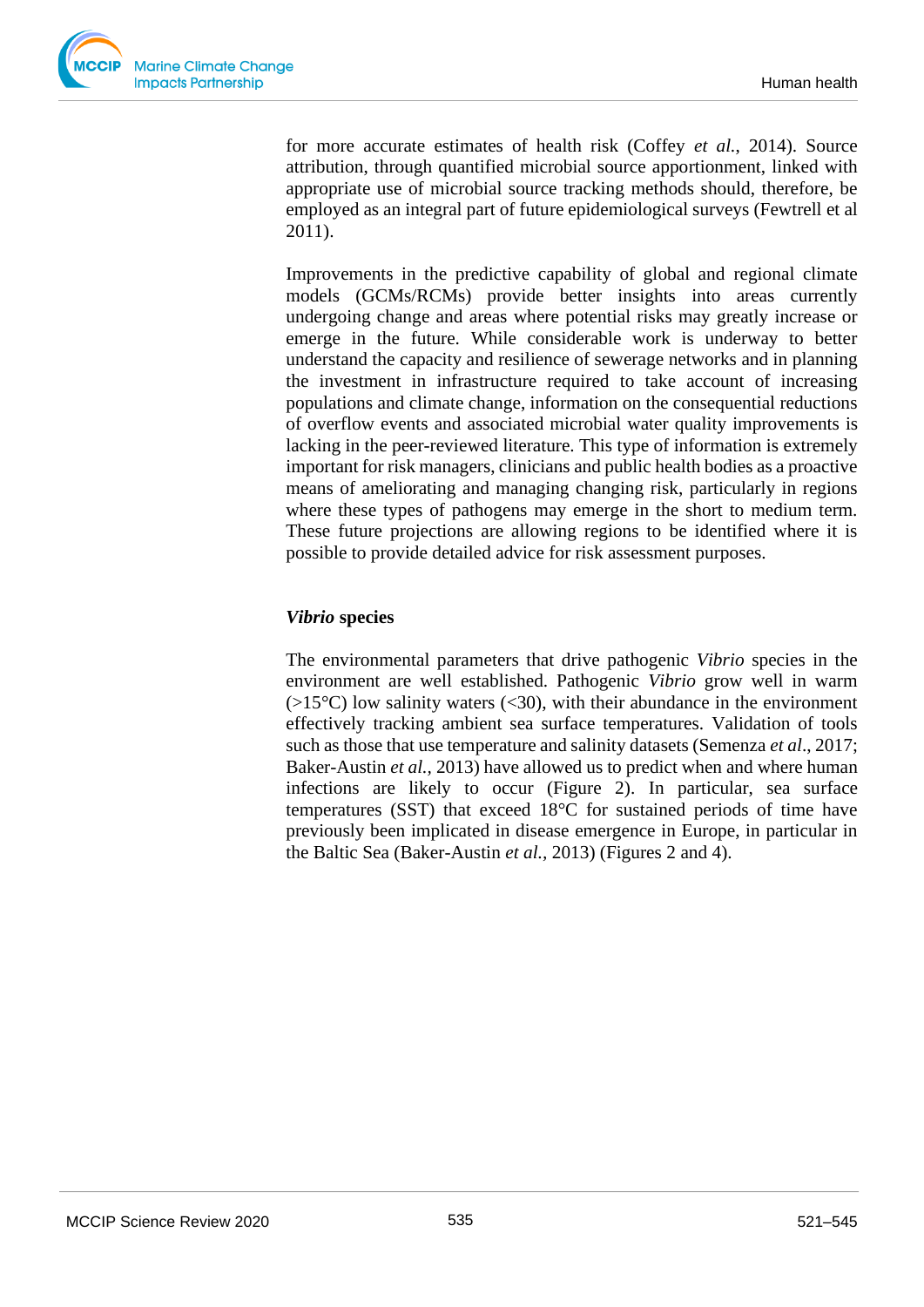for more accurate estimates of health risk (Coffey *et al.*, 2014). Source attribution, through quantified microbial source apportionment, linked with appropriate use of microbial source tracking methods should, therefore, be employed as an integral part of future epidemiological surveys (Fewtrell et al 2011).

Improvements in the predictive capability of global and regional climate models (GCMs/RCMs) provide better insights into areas currently undergoing change and areas where potential risks may greatly increase or emerge in the future. While considerable work is underway to better understand the capacity and resilience of sewerage networks and in planning the investment in infrastructure required to take account of increasing populations and climate change, information on the consequential reductions of overflow events and associated microbial water quality improvements is lacking in the peer-reviewed literature. This type of information is extremely important for risk managers, clinicians and public health bodies as a proactive means of ameliorating and managing changing risk, particularly in regions where these types of pathogens may emerge in the short to medium term. These future projections are allowing regions to be identified where it is possible to provide detailed advice for risk assessment purposes.

### *Vibrio* species

The environmental parameters that drive pathogenic *Vibrio* species in the environment are well established. Pathogenic *Vibrio* grow well in warm (>15°C) low salinity waters (<30), with their abundance in the environment effectively tracking ambient sea surface temperatures. Validation of tools such as those that use temperature and salinity datasets (Semenza *et al*., 2017; Baker-Austin *et al.*, 2013) have allowed us to predict when and where human infections are likely to occur (Figure 2). In particular, sea surface temperatures (SST) that exceed 18°C for sustained periods of time have previously been implicated in disease emergence in Europe, in particular in the Baltic Sea (Baker-Austin *et al.*, 2013) (Figures 2 and 4).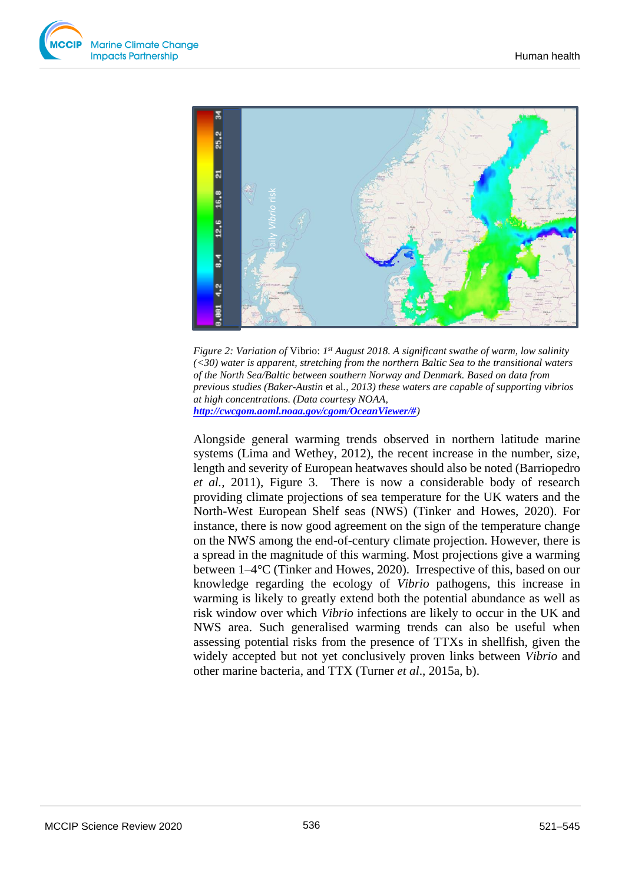*Figure 2: Variation of* Vibrio: *1[st] August 2018. A significant swathe of warm, low salinity (<30) water is apparent, stretching from the northern Baltic Sea to the transitional waters of the North Sea/Baltic between southern Norway and Denmark. Based on data from previous studies (Baker-Austin* et al.*, 2013) these waters are capable of supporting vibrios at high concentrations. (Data courtesy NOAA,* ***http://cwcgom.aoml.noaa.gov/cgom/OceanViewer/#****)*

Alongside general warming trends observed in northern latitude marine systems (Lima and Wethey, 2012), the recent increase in the number, size, length and severity of European heatwaves should also be noted (Barriopedro *et al.*, 2011), Figure 3. There is now a considerable body of research providing climate projections of sea temperature for the UK waters and the North-West European Shelf seas (NWS) (Tinker and Howes, 2020). For instance, there is now good agreement on the sign of the temperature change on the NWS among the end-of-century climate projection. However, there is a spread in the magnitude of this warming. Most projections give a warming between 1–4°C (Tinker and Howes, 2020). Irrespective of this, based on our knowledge regarding the ecology of *Vibrio* pathogens, this increase in warming is likely to greatly extend both the potential abundance as well as risk window over which *Vibrio* infections are likely to occur in the UK and NWS area. Such generalised warming trends can also be useful when assessing potential risks from the presence of TTXs in shellfish, given the widely accepted but not yet conclusively proven links between *Vibrio* and other marine bacteria, and TTX (Turner *et al*., 2015a, b).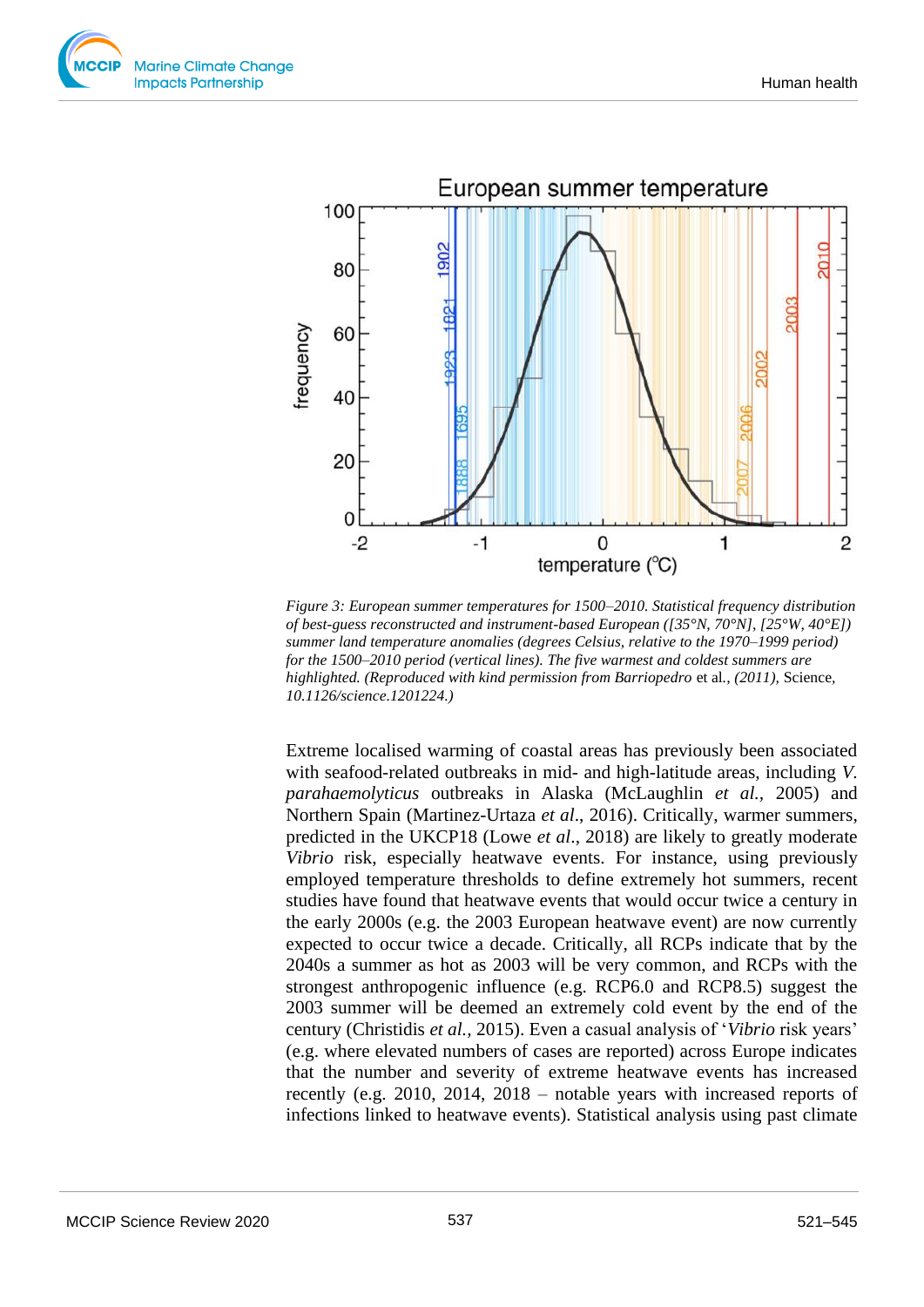*Figure 3: European summer temperatures for 1500–2010. Statistical frequency distribution of best-guess reconstructed and instrument-based European ([35°N, 70°N], [25°W, 40°E]) summer land temperature anomalies (degrees Celsius, relative to the 1970–1999 period) for the 1500–2010 period (vertical lines). The five warmest and coldest summers are highlighted. (Reproduced with kind permission from Barriopedro* et al.*, (2011),* Science, *10.1126/science.1201224.)*

Extreme localised warming of coastal areas has previously been associated with seafood-related outbreaks in mid- and high-latitude areas, including *V. parahaemolyticus* outbreaks in Alaska (McLaughlin *et al.*, 2005) and Northern Spain (Martinez-Urtaza *et al*., 2016). Critically, warmer summers, predicted in the UKCP18 (Lowe *et al*., 2018) are likely to greatly moderate *Vibrio* risk, especially heatwave events. For instance, using previously employed temperature thresholds to define extremely hot summers, recent studies have found that heatwave events that would occur twice a century in the early 2000s (e.g. the 2003 European heatwave event) are now currently expected to occur twice a decade. Critically, all RCPs indicate that by the 2040s a summer as hot as 2003 will be very common, and RCPs with the strongest anthropogenic influence (e.g. RCP6.0 and RCP8.5) suggest the 2003 summer will be deemed an extremely cold event by the end of the century (Christidis *et al.*, 2015). Even a casual analysis of '*Vibrio* risk years' (e.g. where elevated numbers of cases are reported) across Europe indicates that the number and severity of extreme heatwave events has increased recently (e.g. 2010, 2014, 2018 – notable years with increased reports of infections linked to heatwave events). Statistical analysis using past climate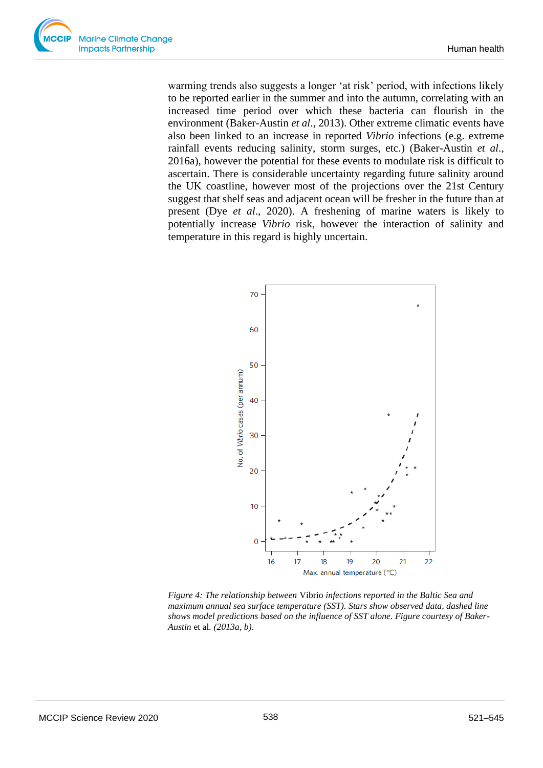warming trends also suggests a longer 'at risk' period, with infections likely to be reported earlier in the summer and into the autumn, correlating with an increased time period over which these bacteria can flourish in the environment (Baker-Austin *et al*., 2013). Other extreme climatic events have also been linked to an increase in reported *Vibrio* infections (e.g. extreme rainfall events reducing salinity, storm surges, etc.) (Baker-Austin *et al*., 2016a), however the potential for these events to modulate risk is difficult to ascertain. There is considerable uncertainty regarding future salinity around the UK coastline, however most of the projections over the 21st Century suggest that shelf seas and adjacent ocean will be fresher in the future than at present (Dye *et al*., 2020). A freshening of marine waters is likely to potentially increase *Vibrio* risk, however the interaction of salinity and temperature in this regard is highly uncertain.

*Figure 4: The relationship between* Vibrio *infections reported in the Baltic Sea and maximum annual sea surface temperature (SST). Stars show observed data, dashed line shows model predictions based on the influence of SST alone. Figure courtesy of Baker-Austin* et al. *(2013a, b).*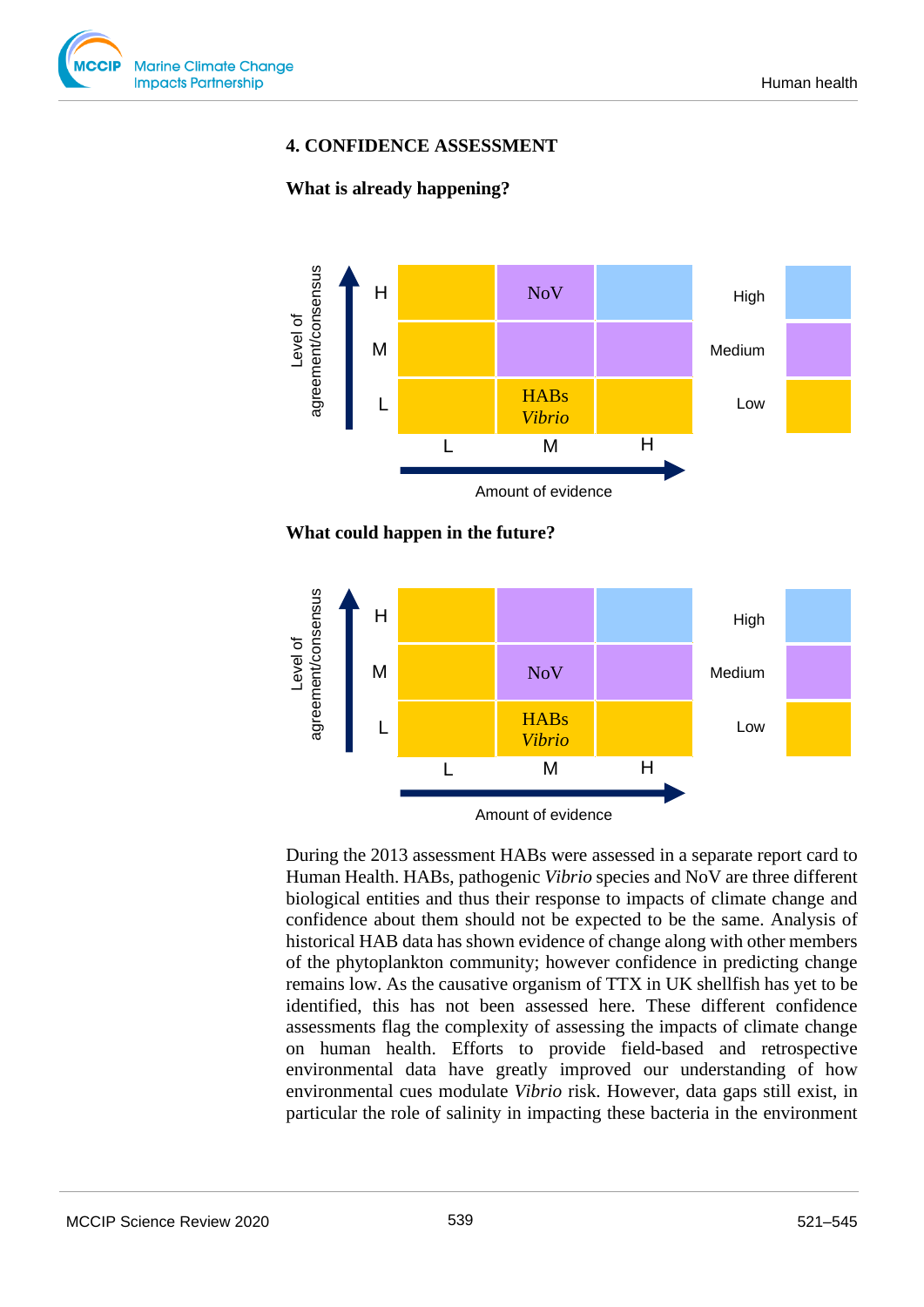## 4. CONFIDENCE ASSESSMENT

### What is already happening?

| Level of agreement/consensus | L | M | H |
|---|---|---|---|
| H | | NoV | |
| M | | | |
| L | | HABs *Vibrio* | |

Amount of evidence

Confidence key: High / Medium / Low

### What could happen in the future?

| Level of agreement/consensus | L | M | H |
|---|---|---|---|
| H | | | |
| M | | NoV | |
| L | | HABs *Vibrio* | |

Amount of evidence

Confidence key: High / Medium / Low

During the 2013 assessment HABs were assessed in a separate report card to Human Health. HABs, pathogenic *Vibrio* species and NoV are three different biological entities and thus their response to impacts of climate change and confidence about them should not be expected to be the same. Analysis of historical HAB data has shown evidence of change along with other members of the phytoplankton community; however confidence in predicting change remains low. As the causative organism of TTX in UK shellfish has yet to be identified, this has not been assessed here. These different confidence assessments flag the complexity of assessing the impacts of climate change on human health. Efforts to provide field-based and retrospective environmental data have greatly improved our understanding of how environmental cues modulate *Vibrio* risk. However, data gaps still exist, in particular the role of salinity in impacting these bacteria in the environment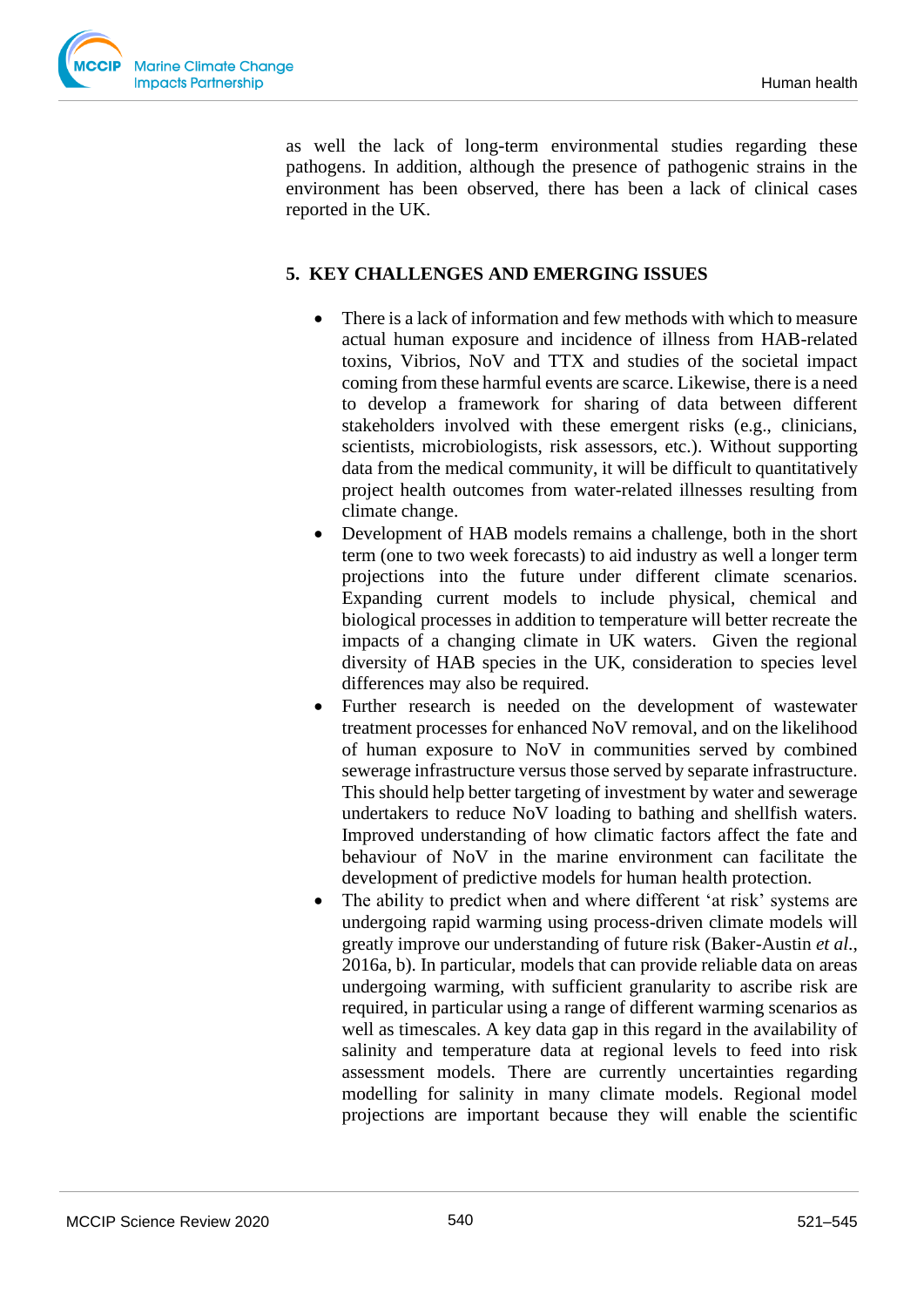as well the lack of long-term environmental studies regarding these pathogens. In addition, although the presence of pathogenic strains in the environment has been observed, there has been a lack of clinical cases reported in the UK.

## 5. KEY CHALLENGES AND EMERGING ISSUES

- There is a lack of information and few methods with which to measure actual human exposure and incidence of illness from HAB-related toxins, Vibrios, NoV and TTX and studies of the societal impact coming from these harmful events are scarce. Likewise, there is a need to develop a framework for sharing of data between different stakeholders involved with these emergent risks (e.g., clinicians, scientists, microbiologists, risk assessors, etc.). Without supporting data from the medical community, it will be difficult to quantitatively project health outcomes from water-related illnesses resulting from climate change.
- Development of HAB models remains a challenge, both in the short term (one to two week forecasts) to aid industry as well a longer term projections into the future under different climate scenarios. Expanding current models to include physical, chemical and biological processes in addition to temperature will better recreate the impacts of a changing climate in UK waters. Given the regional diversity of HAB species in the UK, consideration to species level differences may also be required.
- Further research is needed on the development of wastewater treatment processes for enhanced NoV removal, and on the likelihood of human exposure to NoV in communities served by combined sewerage infrastructure versus those served by separate infrastructure. This should help better targeting of investment by water and sewerage undertakers to reduce NoV loading to bathing and shellfish waters. Improved understanding of how climatic factors affect the fate and behaviour of NoV in the marine environment can facilitate the development of predictive models for human health protection.
- The ability to predict when and where different 'at risk' systems are undergoing rapid warming using process-driven climate models will greatly improve our understanding of future risk (Baker-Austin *et al.*, 2016a, b). In particular, models that can provide reliable data on areas undergoing warming, with sufficient granularity to ascribe risk are required, in particular using a range of different warming scenarios as well as timescales. A key data gap in this regard in the availability of salinity and temperature data at regional levels to feed into risk assessment models. There are currently uncertainties regarding modelling for salinity in many climate models. Regional model projections are important because they will enable the scientific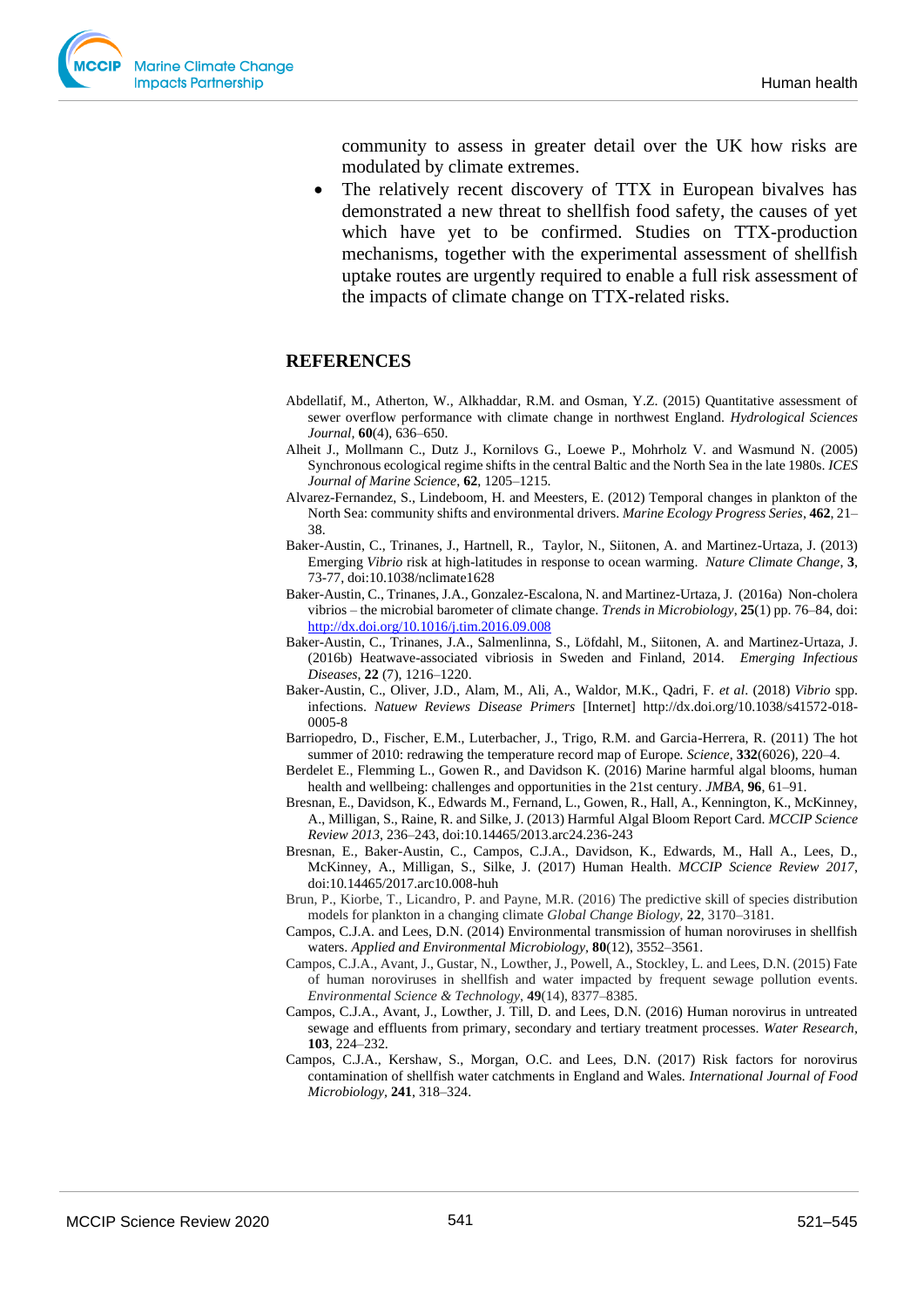community to assess in greater detail over the UK how risks are modulated by climate extremes.

- The relatively recent discovery of TTX in European bivalves has demonstrated a new threat to shellfish food safety, the causes of yet which have yet to be confirmed. Studies on TTX-production mechanisms, together with the experimental assessment of shellfish uptake routes are urgently required to enable a full risk assessment of the impacts of climate change on TTX-related risks.

## REFERENCES

Abdellatif, M., Atherton, W., Alkhaddar, R.M. and Osman, Y.Z. (2015) Quantitative assessment of sewer overflow performance with climate change in northwest England. *Hydrological Sciences Journal*, **60**(4), 636–650.

Alheit J., Mollmann C., Dutz J., Kornilovs G., Loewe P., Mohrholz V. and Wasmund N. (2005) Synchronous ecological regime shifts in the central Baltic and the North Sea in the late 1980s. *ICES Journal of Marine Science*, **62**, 1205–1215.

Alvarez-Fernandez, S., Lindeboom, H. and Meesters, E. (2012) Temporal changes in plankton of the North Sea: community shifts and environmental drivers. *Marine Ecology Progress Series*, **462**, 21–38.

Baker-Austin, C., Trinanes, J., Hartnell, R., Taylor, N., Siitonen, A. and Martinez-Urtaza, J. (2013) Emerging *Vibrio* risk at high-latitudes in response to ocean warming. *Nature Climate Change*, **3**, 73-77, doi:10.1038/nclimate1628

Baker-Austin, C., Trinanes, J.A., Gonzalez-Escalona, N. and Martinez-Urtaza, J. (2016a) Non-cholera vibrios – the microbial barometer of climate change. *Trends in Microbiology*, **25**(1) pp. 76–84, doi: http://dx.doi.org/10.1016/j.tim.2016.09.008

Baker-Austin, C., Trinanes, J.A., Salmenlinna, S., Löfdahl, M., Siitonen, A. and Martinez-Urtaza, J. (2016b) Heatwave-associated vibriosis in Sweden and Finland, 2014. *Emerging Infectious Diseases*, **22** (7), 1216–1220.

Baker-Austin, C., Oliver, J.D., Alam, M., Ali, A., Waldor, M.K., Qadri, F. *et al.* (2018) *Vibrio* spp. infections. *Natuew Reviews Disease Primers* [Internet] http://dx.doi.org/10.1038/s41572-018-0005-8

Barriopedro, D., Fischer, E.M., Luterbacher, J., Trigo, R.M. and Garcia-Herrera, R. (2011) The hot summer of 2010: redrawing the temperature record map of Europe. *Science*, **332**(6026), 220–4.

Berdelet E., Flemming L., Gowen R., and Davidson K. (2016) Marine harmful algal blooms, human health and wellbeing: challenges and opportunities in the 21st century. *JMBA*, **96**, 61–91.

Bresnan, E., Davidson, K., Edwards M., Fernand, L., Gowen, R., Hall, A., Kennington, K., McKinney, A., Milligan, S., Raine, R. and Silke, J. (2013) Harmful Algal Bloom Report Card. *MCCIP Science Review 2013*, 236–243, doi:10.14465/2013.arc24.236-243

Bresnan, E., Baker-Austin, C., Campos, C.J.A., Davidson, K., Edwards, M., Hall A., Lees, D., McKinney, A., Milligan, S., Silke, J. (2017) Human Health. *MCCIP Science Review 2017*, doi:10.14465/2017.arc10.008-huh

Brun, P., Kiorbe, T., Licandro, P. and Payne, M.R. (2016) The predictive skill of species distribution models for plankton in a changing climate *Global Change Biology*, **22**, 3170–3181.

Campos, C.J.A. and Lees, D.N. (2014) Environmental transmission of human noroviruses in shellfish waters. *Applied and Environmental Microbiology*, **80**(12), 3552–3561.

Campos, C.J.A., Avant, J., Gustar, N., Lowther, J., Powell, A., Stockley, L. and Lees, D.N. (2015) Fate of human noroviruses in shellfish and water impacted by frequent sewage pollution events. *Environmental Science & Technology*, **49**(14), 8377–8385.

Campos, C.J.A., Avant, J., Lowther, J. Till, D. and Lees, D.N. (2016) Human norovirus in untreated sewage and effluents from primary, secondary and tertiary treatment processes. *Water Research*, **103**, 224–232.

Campos, C.J.A., Kershaw, S., Morgan, O.C. and Lees, D.N. (2017) Risk factors for norovirus contamination of shellfish water catchments in England and Wales. *International Journal of Food Microbiology*, **241**, 318–324.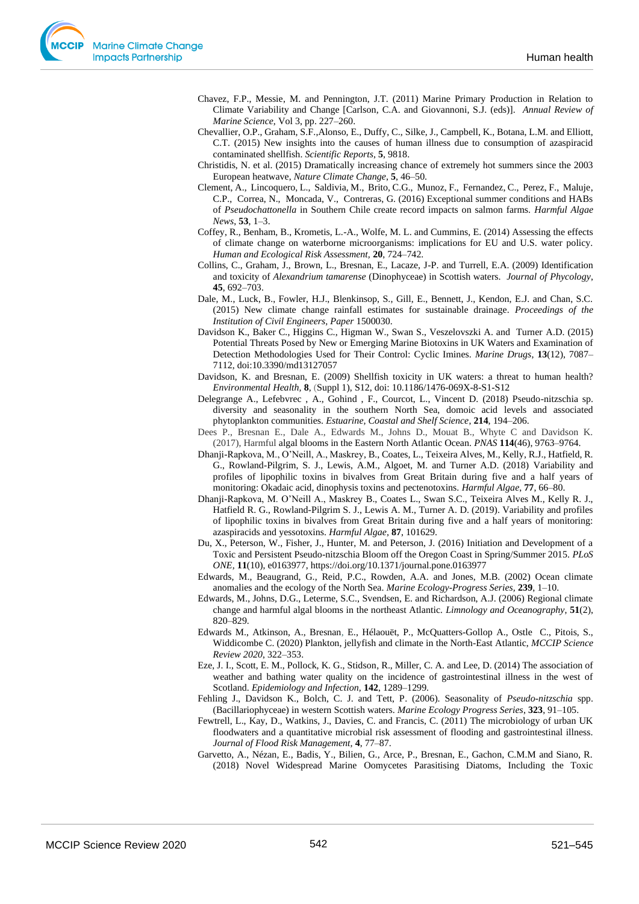Chavez, F.P., Messie, M. and Pennington, J.T. (2011) Marine Primary Production in Relation to Climate Variability and Change [Carlson, C.A. and Giovannoni, S.J. (eds)]. *Annual Review of Marine Science*, Vol 3, pp. 227–260.

Chevallier, O.P., Graham, S.F.,Alonso, E., Duffy, C., Silke, J., Campbell, K., Botana, L.M. and Elliott, C.T. (2015) New insights into the causes of human illness due to consumption of azaspiracid contaminated shellfish. *Scientific Reports*, **5**, 9818.

Christidis, N. et al. (2015) Dramatically increasing chance of extremely hot summers since the 2003 European heatwave, *Nature Climate Change*, **5**, 46–50.

Clement, A., Lincoquero, L., Saldivia, M., Brito, C.G., Munoz, F., Fernandez, C., Perez, F., Maluje, C.P., Correa, N., Moncada, V., Contreras, G. (2016) Exceptional summer conditions and HABs of *Pseudochattonella* in Southern Chile create record impacts on salmon farms. *Harmful Algae News*, **53**, 1–3.

Coffey, R., Benham, B., Krometis, L.-A., Wolfe, M. L. and Cummins, E. (2014) Assessing the effects of climate change on waterborne microorganisms: implications for EU and U.S. water policy. *Human and Ecological Risk Assessment*, **20**, 724–742.

Collins, C., Graham, J., Brown, L., Bresnan, E., Lacaze, J-P. and Turrell, E.A. (2009) Identification and toxicity of *Alexandrium tamarense* (Dinophyceae) in Scottish waters. *Journal of Phycology*, **45**, 692–703.

Dale, M., Luck, B., Fowler, H.J., Blenkinsop, S., Gill, E., Bennett, J., Kendon, E.J. and Chan, S.C. (2015) New climate change rainfall estimates for sustainable drainage. *Proceedings of the Institution of Civil Engineers, Paper* 1500030.

Davidson K., Baker C., Higgins C., Higman W., Swan S., Veszelovszki A. and Turner A.D. (2015) Potential Threats Posed by New or Emerging Marine Biotoxins in UK Waters and Examination of Detection Methodologies Used for Their Control: Cyclic Imines. *Marine Drugs*, **13**(12), 7087–7112, doi:10.3390/md13127057

Davidson, K. and Bresnan, E. (2009) Shellfish toxicity in UK waters: a threat to human health? *Environmental Health*, **8**, (Suppl 1), S12, doi: 10.1186/1476-069X-8-S1-S12

Delegrange A., Lefebvrec , A., Gohind , F., Courcot, L., Vincent D. (2018) Pseudo-nitzschia sp. diversity and seasonality in the southern North Sea, domoic acid levels and associated phytoplankton communities. *Estuarine, Coastal and Shelf Science*, **214**, 194–206.

Dees P., Bresnan E., Dale A., Edwards M., Johns D., Mouat B., Whyte C and Davidson K. (2017), Harmful algal blooms in the Eastern North Atlantic Ocean. *PNAS* **114**(46), 9763–9764.

Dhanji-Rapkova, M., O'Neill, A., Maskrey, B., Coates, L., Teixeira Alves, M., Kelly, R.J., Hatfield, R. G., Rowland-Pilgrim, S. J., Lewis, A.M., Algoet, M. and Turner A.D. (2018) Variability and profiles of lipophilic toxins in bivalves from Great Britain during five and a half years of monitoring: Okadaic acid, dinophysis toxins and pectenotoxins. *Harmful Algae*, **77**, 66–80.

Dhanji-Rapkova, M. O'Neill A., Maskrey B., Coates L., Swan S.C., Teixeira Alves M., Kelly R. J., Hatfield R. G., Rowland-Pilgrim S. J., Lewis A. M., Turner A. D. (2019). Variability and profiles of lipophilic toxins in bivalves from Great Britain during five and a half years of monitoring: azaspiracids and yessotoxins. *Harmful Algae*, **87**, 101629.

Du, X., Peterson, W., Fisher, J., Hunter, M. and Peterson, J. (2016) Initiation and Development of a Toxic and Persistent Pseudo-nitzschia Bloom off the Oregon Coast in Spring/Summer 2015. *PLoS ONE*, **11**(10), e0163977, https://doi.org/10.1371/journal.pone.0163977

Edwards, M., Beaugrand, G., Reid, P.C., Rowden, A.A. and Jones, M.B. (2002) Ocean climate anomalies and the ecology of the North Sea. *Marine Ecology-Progress Series*, **239**, 1–10.

Edwards, M., Johns, D.G., Leterme, S.C., Svendsen, E. and Richardson, A.J. (2006) Regional climate change and harmful algal blooms in the northeast Atlantic. *Limnology and Oceanography*, **51**(2), 820–829.

Edwards M., Atkinson, A., Bresnan, E., Hélaouët, P., McQuatters-Gollop A., Ostle C., Pitois, S., Widdicombe C. (2020) Plankton, jellyfish and climate in the North-East Atlantic, *MCCIP Science Review 2020*, 322–353.

Eze, J. I., Scott, E. M., Pollock, K. G., Stidson, R., Miller, C. A. and Lee, D. (2014) The association of weather and bathing water quality on the incidence of gastrointestinal illness in the west of Scotland. *Epidemiology and Infection*, **142**, 1289–1299.

Fehling J., Davidson K., Bolch, C. J. and Tett, P. (2006). Seasonality of *Pseudo-nitzschia* spp. (Bacillariophyceae) in western Scottish waters. *Marine Ecology Progress Series*, **323**, 91–105.

Fewtrell, L., Kay, D., Watkins, J., Davies, C. and Francis, C. (2011) The microbiology of urban UK floodwaters and a quantitative microbial risk assessment of flooding and gastrointestinal illness. *Journal of Flood Risk Management*, **4**, 77–87.

Garvetto, A., Nézan, E., Badis, Y., Bilien, G., Arce, P., Bresnan, E., Gachon, C.M.M and Siano, R. (2018) Novel Widespread Marine Oomycetes Parasitising Diatoms, Including the Toxic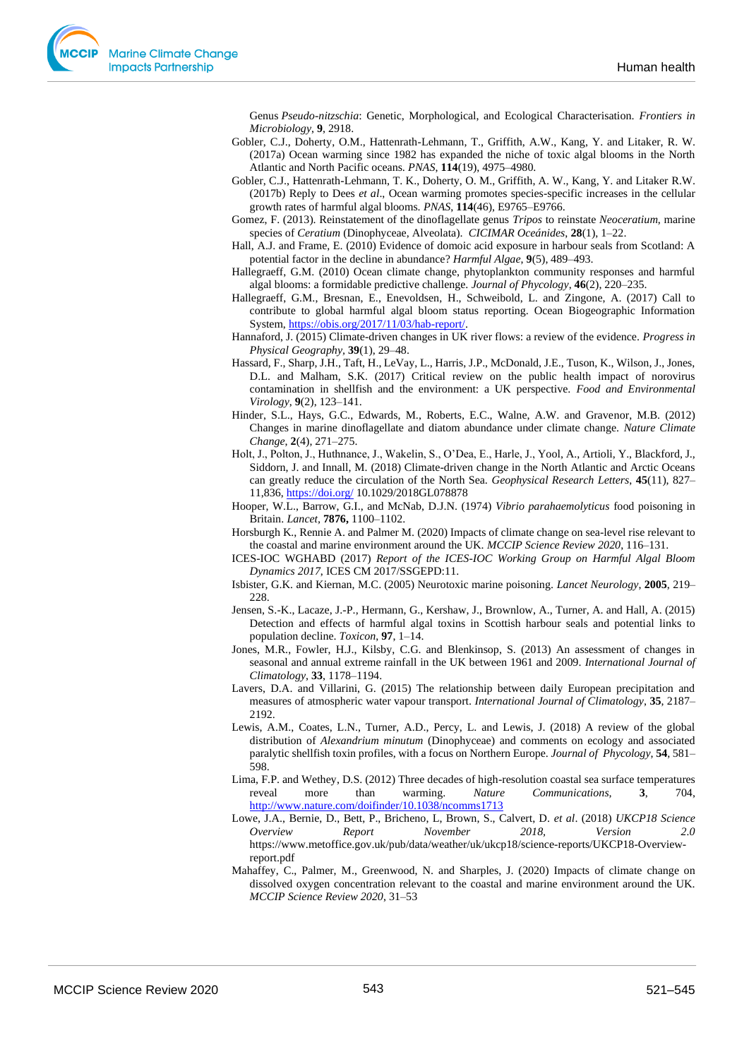Genus *Pseudo-nitzschia*: Genetic, Morphological, and Ecological Characterisation. *Frontiers in Microbiology*, **9**, 2918.

Gobler, C.J., Doherty, O.M., Hattenrath-Lehmann, T., Griffith, A.W., Kang, Y. and Litaker, R. W. (2017a) Ocean warming since 1982 has expanded the niche of toxic algal blooms in the North Atlantic and North Pacific oceans. *PNAS*, **114**(19), 4975–4980.

Gobler, C.J., Hattenrath-Lehmann, T. K., Doherty, O. M., Griffith, A. W., Kang, Y. and Litaker R.W. (2017b) Reply to Dees *et al*., Ocean warming promotes species-specific increases in the cellular growth rates of harmful algal blooms. *PNAS*, **114**(46), E9765–E9766.

Gomez, F. (2013). Reinstatement of the dinoflagellate genus *Tripos* to reinstate *Neoceratium*, marine species of *Ceratium* (Dinophyceae, Alveolata). *CICIMAR Oceánides*, **28**(1), 1–22.

Hall, A.J. and Frame, E. (2010) Evidence of domoic acid exposure in harbour seals from Scotland: A potential factor in the decline in abundance? *Harmful Algae*, **9**(5), 489–493.

Hallegraeff, G.M. (2010) Ocean climate change, phytoplankton community responses and harmful algal blooms: a formidable predictive challenge. *Journal of Phycology*, **46**(2), 220–235.

Hallegraeff, G.M., Bresnan, E., Enevoldsen, H., Schweibold, L. and Zingone, A. (2017) Call to contribute to global harmful algal bloom status reporting. Ocean Biogeographic Information System, https://obis.org/2017/11/03/hab-report/.

Hannaford, J. (2015) Climate-driven changes in UK river flows: a review of the evidence. *Progress in Physical Geography*, **39**(1), 29–48.

Hassard, F., Sharp, J.H., Taft, H., LeVay, L., Harris, J.P., McDonald, J.E., Tuson, K., Wilson, J., Jones, D.L. and Malham, S.K. (2017) Critical review on the public health impact of norovirus contamination in shellfish and the environment: a UK perspective. *Food and Environmental Virology*, **9**(2), 123–141.

Hinder, S.L., Hays, G.C., Edwards, M., Roberts, E.C., Walne, A.W. and Gravenor, M.B. (2012) Changes in marine dinoflagellate and diatom abundance under climate change. *Nature Climate Change*, **2**(4), 271–275.

Holt, J., Polton, J., Huthnance, J., Wakelin, S., O'Dea, E., Harle, J., Yool, A., Artioli, Y., Blackford, J., Siddorn, J. and Innall, M. (2018) Climate-driven change in the North Atlantic and Arctic Oceans can greatly reduce the circulation of the North Sea. *Geophysical Research Letters*, **45**(11), 827–11,836, https://doi.org/ 10.1029/2018GL078878

Hooper, W.L., Barrow, G.I., and McNab, D.J.N. (1974) *Vibrio parahaemolyticus* food poisoning in Britain. *Lancet*, **7876,** 1100–1102.

Horsburgh K., Rennie A. and Palmer M. (2020) Impacts of climate change on sea-level rise relevant to the coastal and marine environment around the UK. *MCCIP Science Review 2020*, 116–131.

ICES-IOC WGHABD (2017) *Report of the ICES-IOC Working Group on Harmful Algal Bloom Dynamics 2017*, ICES CM 2017/SSGEPD:11.

Isbister, G.K. and Kiernan, M.C. (2005) Neurotoxic marine poisoning. *Lancet Neurology*, **2005**, 219–228.

Jensen, S.-K., Lacaze, J.-P., Hermann, G., Kershaw, J., Brownlow, A., Turner, A. and Hall, A. (2015) Detection and effects of harmful algal toxins in Scottish harbour seals and potential links to population decline. *Toxicon*, **97**, 1–14.

Jones, M.R., Fowler, H.J., Kilsby, C.G. and Blenkinsop, S. (2013) An assessment of changes in seasonal and annual extreme rainfall in the UK between 1961 and 2009. *International Journal of Climatology*, **33**, 1178–1194.

Lavers, D.A. and Villarini, G. (2015) The relationship between daily European precipitation and measures of atmospheric water vapour transport. *International Journal of Climatology*, **35**, 2187–2192.

Lewis, A.M., Coates, L.N., Turner, A.D., Percy, L. and Lewis, J. (2018) A review of the global distribution of *Alexandrium minutum* (Dinophyceae) and comments on ecology and associated paralytic shellfish toxin profiles, with a focus on Northern Europe. *Journal of Phycology*, **54**, 581–598.

Lima, F.P. and Wethey, D.S. (2012) Three decades of high-resolution coastal sea surface temperatures reveal more than warming. *Nature Communications*, **3**, 704, http://www.nature.com/doifinder/10.1038/ncomms1713

Lowe, J.A., Bernie, D., Bett, P., Bricheno, L, Brown, S., Calvert, D. *et al*. (2018) *UKCP18 Science Overview Report November 2018, Version 2.0* https://www.metoffice.gov.uk/pub/data/weather/uk/ukcp18/science-reports/UKCP18-Overview-report.pdf

Mahaffey, C., Palmer, M., Greenwood, N. and Sharples, J. (2020) Impacts of climate change on dissolved oxygen concentration relevant to the coastal and marine environment around the UK. *MCCIP Science Review 2020*, 31–53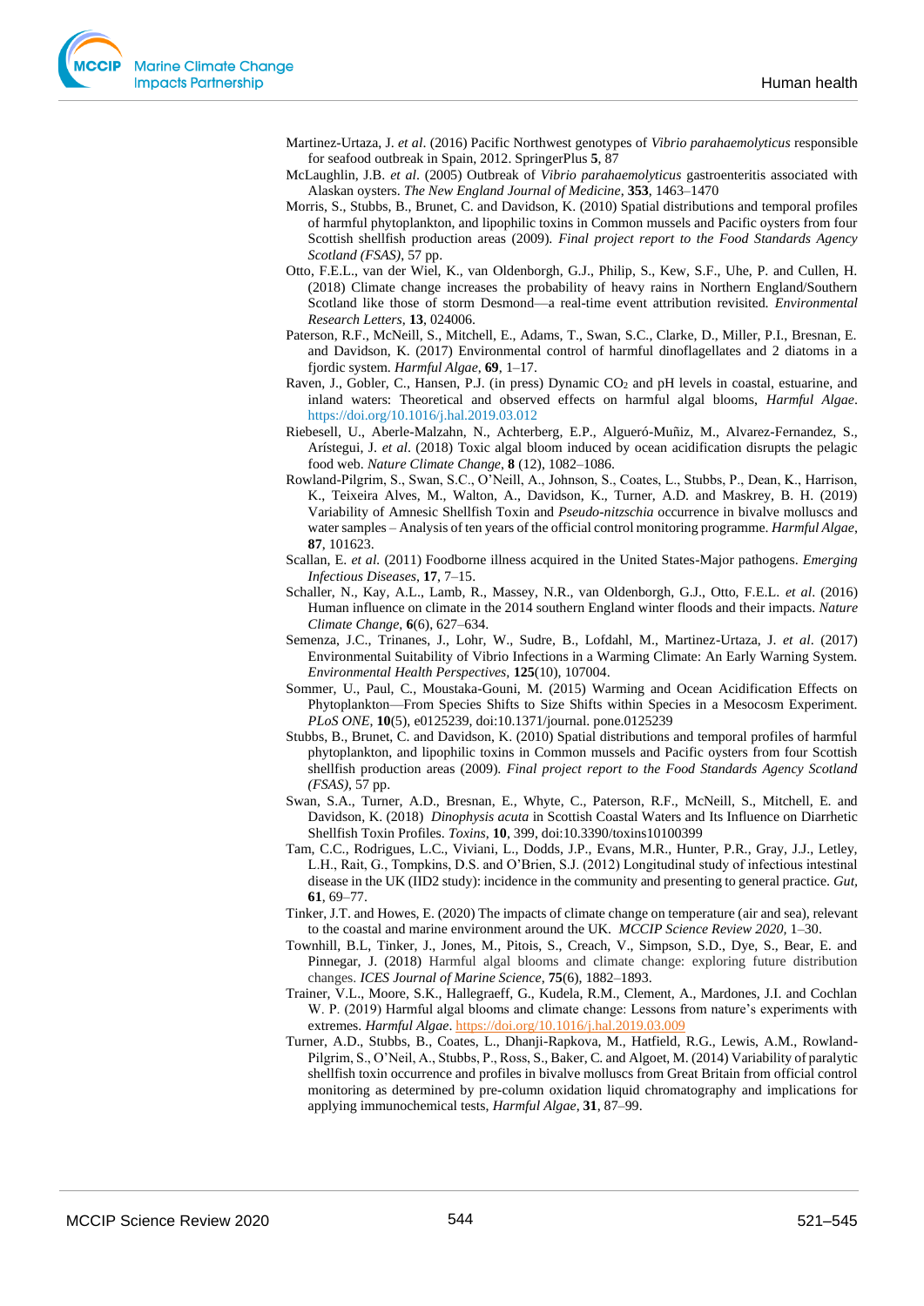Martinez-Urtaza, J. *et al*. (2016) Pacific Northwest genotypes of *Vibrio parahaemolyticus* responsible for seafood outbreak in Spain, 2012. SpringerPlus **5**, 87

McLaughlin, J.B. *et al*. (2005) Outbreak of *Vibrio parahaemolyticus* gastroenteritis associated with Alaskan oysters. *The New England Journal of Medicine*, **353**, 1463–1470

Morris, S., Stubbs, B., Brunet, C. and Davidson, K. (2010) Spatial distributions and temporal profiles of harmful phytoplankton, and lipophilic toxins in Common mussels and Pacific oysters from four Scottish shellfish production areas (2009). *Final project report to the Food Standards Agency Scotland (FSAS)*, 57 pp.

Otto, F.E.L., van der Wiel, K., van Oldenborgh, G.J., Philip, S., Kew, S.F., Uhe, P. and Cullen, H. (2018) Climate change increases the probability of heavy rains in Northern England/Southern Scotland like those of storm Desmond—a real-time event attribution revisited. *Environmental Research Letters*, **13**, 024006.

Paterson, R.F., McNeill, S., Mitchell, E., Adams, T., Swan, S.C., Clarke, D., Miller, P.I., Bresnan, E. and Davidson, K. (2017) Environmental control of harmful dinoflagellates and 2 diatoms in a fjordic system. *Harmful Algae*, **69**, 1–17.

Raven, J., Gobler, C., Hansen, P.J. (in press) Dynamic $CO_2$ and pH levels in coastal, estuarine, and inland waters: Theoretical and observed effects on harmful algal blooms, *Harmful Algae*. https://doi.org/10.1016/j.hal.2019.03.012

Riebesell, U., Aberle-Malzahn, N., Achterberg, E.P., Algueró-Muñiz, M., Alvarez-Fernandez, S., Arístegui, J. *et al*. (2018) Toxic algal bloom induced by ocean acidification disrupts the pelagic food web. *Nature Climate Change*, **8** (12), 1082–1086.

Rowland-Pilgrim, S., Swan, S.C., O'Neill, A., Johnson, S., Coates, L., Stubbs, P., Dean, K., Harrison, K., Teixeira Alves, M., Walton, A., Davidson, K., Turner, A.D. and Maskrey, B. H. (2019) Variability of Amnesic Shellfish Toxin and *Pseudo-nitzschia* occurrence in bivalve molluscs and water samples – Analysis of ten years of the official control monitoring programme. *Harmful Algae*, **87**, 101623.

Scallan, E. *et al.* (2011) Foodborne illness acquired in the United States-Major pathogens. *Emerging Infectious Diseases*, **17**, 7–15.

Schaller, N., Kay, A.L., Lamb, R., Massey, N.R., van Oldenborgh, G.J., Otto, F.E.L. *et al*. (2016) Human influence on climate in the 2014 southern England winter floods and their impacts. *Nature Climate Change*, **6**(6), 627–634.

Semenza, J.C., Trinanes, J., Lohr, W., Sudre, B., Lofdahl, M., Martinez-Urtaza, J. *et al*. (2017) Environmental Suitability of Vibrio Infections in a Warming Climate: An Early Warning System. *Environmental Health Perspectives*, **125**(10), 107004.

Sommer, U., Paul, C., Moustaka-Gouni, M. (2015) Warming and Ocean Acidification Effects on Phytoplankton—From Species Shifts to Size Shifts within Species in a Mesocosm Experiment. *PLoS ONE*, **10**(5), e0125239, doi:10.1371/journal. pone.0125239

Stubbs, B., Brunet, C. and Davidson, K. (2010) Spatial distributions and temporal profiles of harmful phytoplankton, and lipophilic toxins in Common mussels and Pacific oysters from four Scottish shellfish production areas (2009). *Final project report to the Food Standards Agency Scotland (FSAS)*, 57 pp.

Swan, S.A., Turner, A.D., Bresnan, E., Whyte, C., Paterson, R.F., McNeill, S., Mitchell, E. and Davidson, K. (2018) *Dinophysis acuta* in Scottish Coastal Waters and Its Influence on Diarrhetic Shellfish Toxin Profiles. *Toxins*, **10**, 399, doi:10.3390/toxins10100399

Tam, C.C., Rodrigues, L.C., Viviani, L., Dodds, J.P., Evans, M.R., Hunter, P.R., Gray, J.J., Letley, L.H., Rait, G., Tompkins, D.S. and O'Brien, S.J. (2012) Longitudinal study of infectious intestinal disease in the UK (IID2 study): incidence in the community and presenting to general practice. *Gut*, **61**, 69–77.

Tinker, J.T. and Howes, E. (2020) The impacts of climate change on temperature (air and sea), relevant to the coastal and marine environment around the UK. *MCCIP Science Review 2020*, 1–30.

Townhill, B.L, Tinker, J., Jones, M., Pitois, S., Creach, V., Simpson, S.D., Dye, S., Bear, E. and Pinnegar, J. (2018) Harmful algal blooms and climate change: exploring future distribution changes. *ICES Journal of Marine Science*, **75**(6), 1882–1893.

Trainer, V.L., Moore, S.K., Hallegraeff, G., Kudela, R.M., Clement, A., Mardones, J.I. and Cochlan W. P. (2019) Harmful algal blooms and climate change: Lessons from nature's experiments with extremes. *Harmful Algae*. https://doi.org/10.1016/j.hal.2019.03.009

Turner, A.D., Stubbs, B., Coates, L., Dhanji-Rapkova, M., Hatfield, R.G., Lewis, A.M., Rowland-Pilgrim, S., O'Neil, A., Stubbs, P., Ross, S., Baker, C. and Algoet, M. (2014) Variability of paralytic shellfish toxin occurrence and profiles in bivalve molluscs from Great Britain from official control monitoring as determined by pre-column oxidation liquid chromatography and implications for applying immunochemical tests, *Harmful Algae*, **31**, 87–99.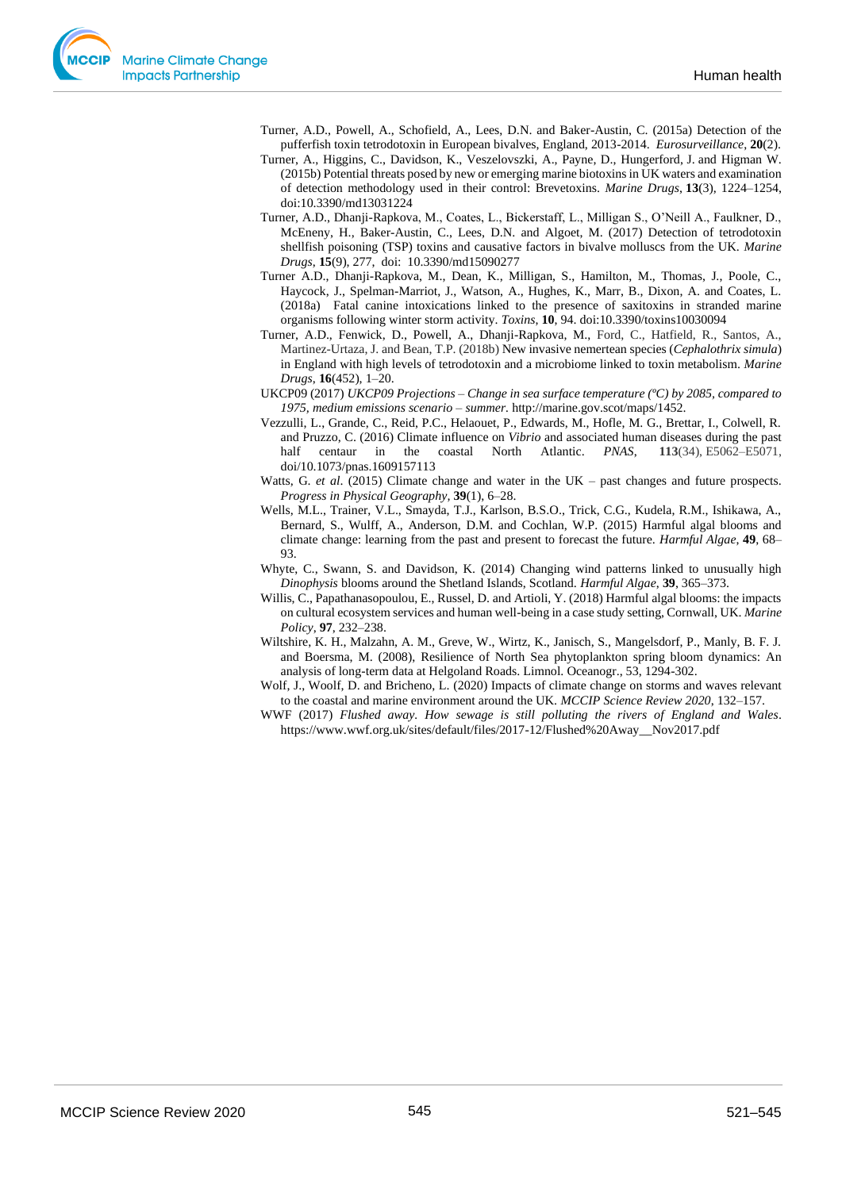Turner, A.D., Powell, A., Schofield, A., Lees, D.N. and Baker-Austin, C. (2015a) Detection of the pufferfish toxin tetrodotoxin in European bivalves, England, 2013-2014. *Eurosurveillance*, **20**(2).

Turner, A., Higgins, C., Davidson, K., Veszelovszki, A., Payne, D., Hungerford, J. and Higman W. (2015b) Potential threats posed by new or emerging marine biotoxins in UK waters and examination of detection methodology used in their control: Brevetoxins. *Marine Drugs*, **13**(3), 1224–1254, doi:10.3390/md13031224

Turner, A.D., Dhanji-Rapkova, M., Coates, L., Bickerstaff, L., Milligan S., O'Neill A., Faulkner, D., McEneny, H., Baker-Austin, C., Lees, D.N. and Algoet, M. (2017) Detection of tetrodotoxin shellfish poisoning (TSP) toxins and causative factors in bivalve molluscs from the UK. *Marine Drugs*, **15**(9), 277, doi: 10.3390/md15090277

Turner A.D., Dhanji-Rapkova, M., Dean, K., Milligan, S., Hamilton, M., Thomas, J., Poole, C., Haycock, J., Spelman-Marriot, J., Watson, A., Hughes, K., Marr, B., Dixon, A. and Coates, L. (2018a) Fatal canine intoxications linked to the presence of saxitoxins in stranded marine organisms following winter storm activity. *Toxins*, **10**, 94. doi:10.3390/toxins10030094

Turner, A.D., Fenwick, D., Powell, A., Dhanji-Rapkova, M., Ford, C., Hatfield, R., Santos, A., Martinez-Urtaza, J. and Bean, T.P. (2018b) New invasive nemertean species (*Cephalothrix simula*) in England with high levels of tetrodotoxin and a microbiome linked to toxin metabolism. *Marine Drugs*, **16**(452), 1–20.

UKCP09 (2017) *UKCP09 Projections – Change in sea surface temperature (°C) by 2085, compared to 1975, medium emissions scenario – summer*. http://marine.gov.scot/maps/1452.

Vezzulli, L., Grande, C., Reid, P.C., Helaouet, P., Edwards, M., Hofle, M. G., Brettar, I., Colwell, R. and Pruzzo, C. (2016) Climate influence on *Vibrio* and associated human diseases during the past half centaur in the coastal North Atlantic. *PNAS*, **113**(34), E5062–E5071, doi/10.1073/pnas.1609157113

Watts, G. *et al*. (2015) Climate change and water in the UK – past changes and future prospects. *Progress in Physical Geography*, **39**(1), 6–28.

Wells, M.L., Trainer, V.L., Smayda, T.J., Karlson, B.S.O., Trick, C.G., Kudela, R.M., Ishikawa, A., Bernard, S., Wulff, A., Anderson, D.M. and Cochlan, W.P. (2015) Harmful algal blooms and climate change: learning from the past and present to forecast the future. *Harmful Algae*, **49**, 68–93.

Whyte, C., Swann, S. and Davidson, K. (2014) Changing wind patterns linked to unusually high *Dinophysis* blooms around the Shetland Islands, Scotland. *Harmful Algae*, **39**, 365–373.

Willis, C., Papathanasopoulou, E., Russel, D. and Artioli, Y. (2018) Harmful algal blooms: the impacts on cultural ecosystem services and human well-being in a case study setting, Cornwall, UK. *Marine Policy*, **97**, 232–238.

Wiltshire, K. H., Malzahn, A. M., Greve, W., Wirtz, K., Janisch, S., Mangelsdorf, P., Manly, B. F. J. and Boersma, M. (2008), Resilience of North Sea phytoplankton spring bloom dynamics: An analysis of long-term data at Helgoland Roads. Limnol. Oceanogr., 53, 1294-302.

Wolf, J., Woolf, D. and Bricheno, L. (2020) Impacts of climate change on storms and waves relevant to the coastal and marine environment around the UK. *MCCIP Science Review 2020*, 132–157.

WWF (2017) *Flushed away. How sewage is still polluting the rivers of England and Wales*. https://www.wwf.org.uk/sites/default/files/2017-12/Flushed%20Away__Nov2017.pdf